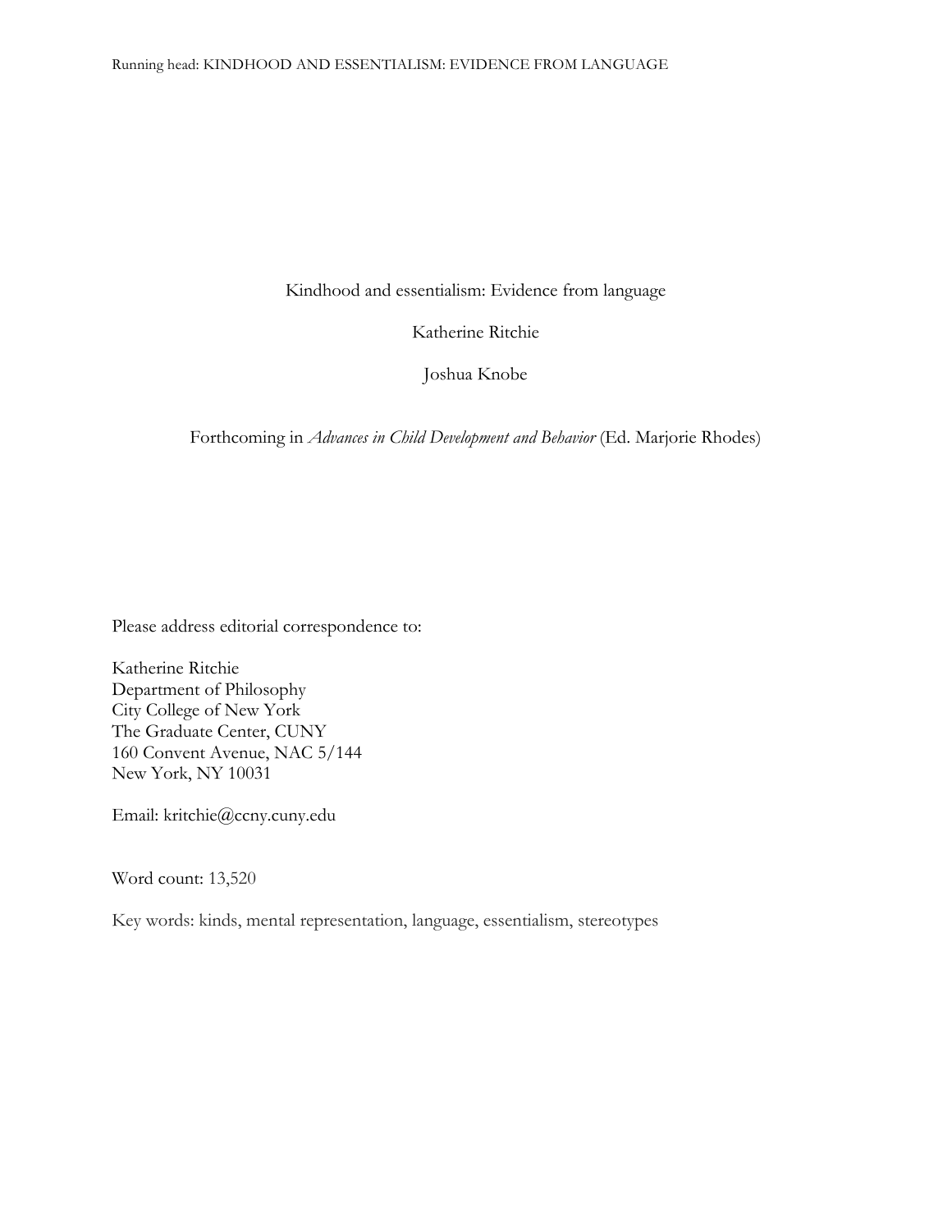# Kindhood and essentialism: Evidence from language

Katherine Ritchie

Joshua Knobe

Forthcoming in *Advances in Child Development and Behavior* (Ed. Marjorie Rhodes)

Please address editorial correspondence to:

Katherine Ritchie
Department of Philosophy
City College of New York
The Graduate Center, CUNY
160 Convent Avenue, NAC 5/144
New York, NY 10031

Email: kritchie@ccny.cuny.edu

Word count: 13,520

Key words: kinds, mental representation, language, essentialism, stereotypes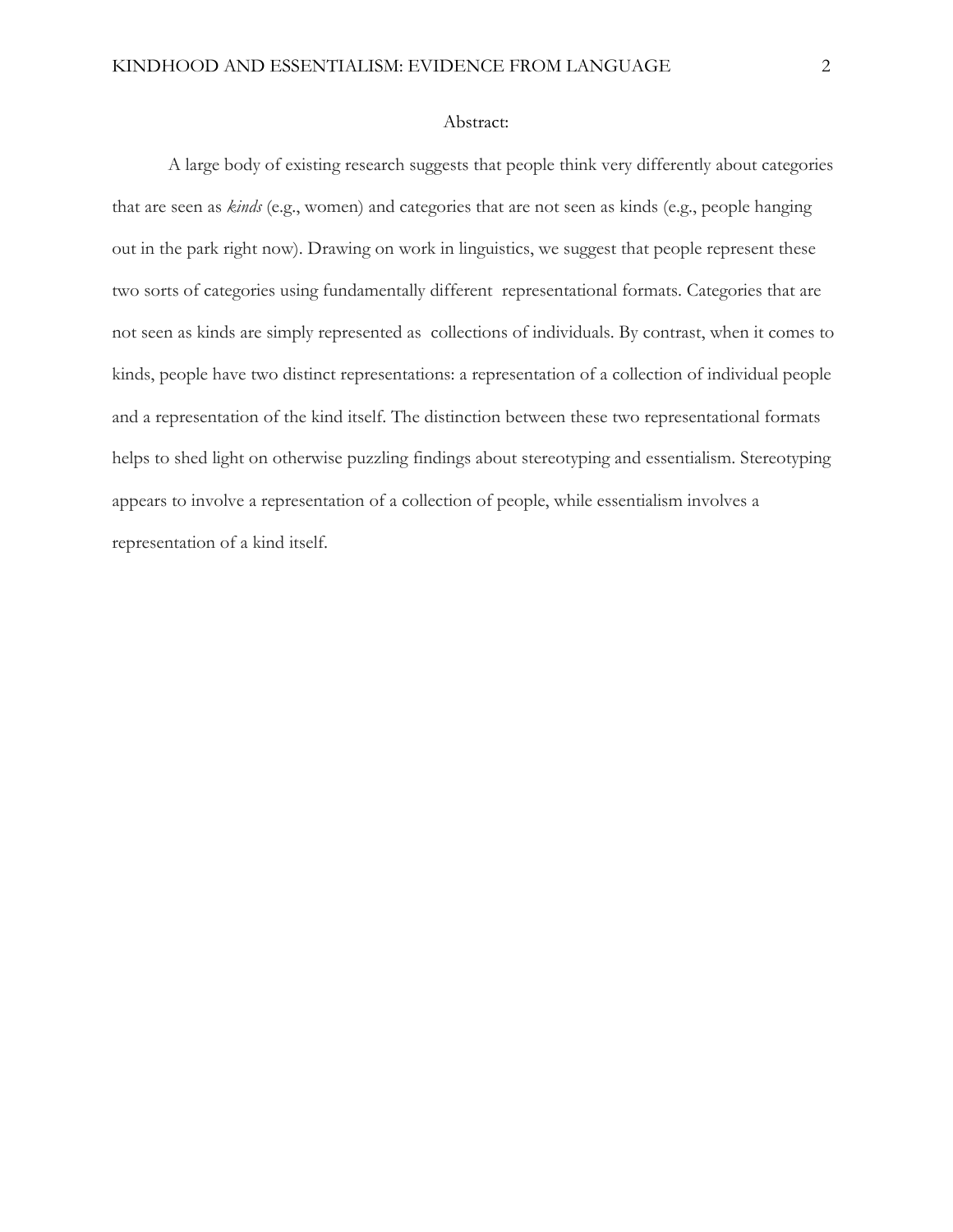## Abstract:

A large body of existing research suggests that people think very differently about categories that are seen as *kinds* (e.g., women) and categories that are not seen as kinds (e.g., people hanging out in the park right now). Drawing on work in linguistics, we suggest that people represent these two sorts of categories using fundamentally different representational formats. Categories that are not seen as kinds are simply represented as collections of individuals. By contrast, when it comes to kinds, people have two distinct representations: a representation of a collection of individual people and a representation of the kind itself. The distinction between these two representational formats helps to shed light on otherwise puzzling findings about stereotyping and essentialism. Stereotyping appears to involve a representation of a collection of people, while essentialism involves a representation of a kind itself.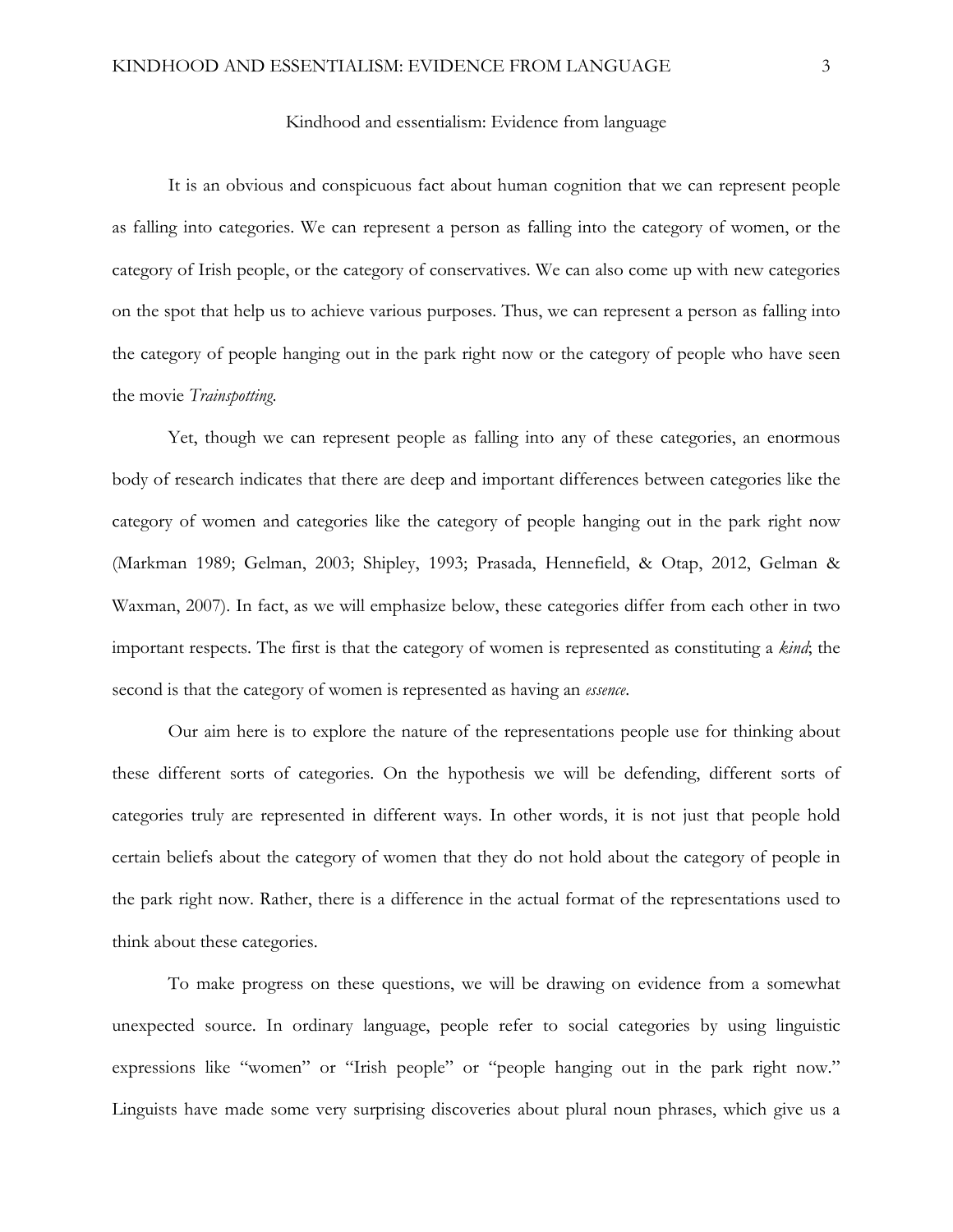# Kindhood and essentialism: Evidence from language

It is an obvious and conspicuous fact about human cognition that we can represent people as falling into categories. We can represent a person as falling into the category of women, or the category of Irish people, or the category of conservatives. We can also come up with new categories on the spot that help us to achieve various purposes. Thus, we can represent a person as falling into the category of people hanging out in the park right now or the category of people who have seen the movie *Trainspotting*.

Yet, though we can represent people as falling into any of these categories, an enormous body of research indicates that there are deep and important differences between categories like the category of women and categories like the category of people hanging out in the park right now (Markman 1989; Gelman, 2003; Shipley, 1993; Prasada, Hennefield, & Otap, 2012, Gelman & Waxman, 2007). In fact, as we will emphasize below, these categories differ from each other in two important respects. The first is that the category of women is represented as constituting a *kind*; the second is that the category of women is represented as having an *essence*.

Our aim here is to explore the nature of the representations people use for thinking about these different sorts of categories. On the hypothesis we will be defending, different sorts of categories truly are represented in different ways. In other words, it is not just that people hold certain beliefs about the category of women that they do not hold about the category of people in the park right now. Rather, there is a difference in the actual format of the representations used to think about these categories.

To make progress on these questions, we will be drawing on evidence from a somewhat unexpected source. In ordinary language, people refer to social categories by using linguistic expressions like "women" or "Irish people" or "people hanging out in the park right now." Linguists have made some very surprising discoveries about plural noun phrases, which give us a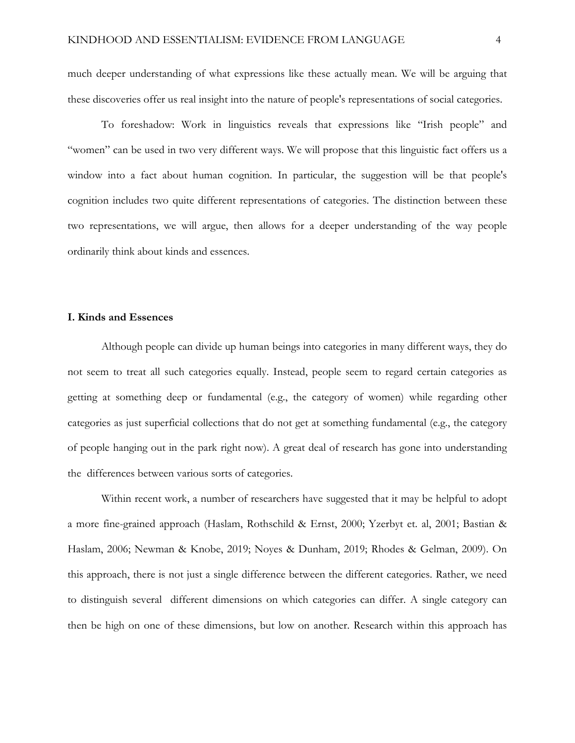much deeper understanding of what expressions like these actually mean. We will be arguing that these discoveries offer us real insight into the nature of people's representations of social categories.

To foreshadow: Work in linguistics reveals that expressions like "Irish people" and "women" can be used in two very different ways. We will propose that this linguistic fact offers us a window into a fact about human cognition. In particular, the suggestion will be that people's cognition includes two quite different representations of categories. The distinction between these two representations, we will argue, then allows for a deeper understanding of the way people ordinarily think about kinds and essences.

## I. Kinds and Essences

Although people can divide up human beings into categories in many different ways, they do not seem to treat all such categories equally. Instead, people seem to regard certain categories as getting at something deep or fundamental (e.g., the category of women) while regarding other categories as just superficial collections that do not get at something fundamental (e.g., the category of people hanging out in the park right now). A great deal of research has gone into understanding the differences between various sorts of categories.

Within recent work, a number of researchers have suggested that it may be helpful to adopt a more fine-grained approach (Haslam, Rothschild & Ernst, 2000; Yzerbyt et. al, 2001; Bastian & Haslam, 2006; Newman & Knobe, 2019; Noyes & Dunham, 2019; Rhodes & Gelman, 2009). On this approach, there is not just a single difference between the different categories. Rather, we need to distinguish several different dimensions on which categories can differ. A single category can then be high on one of these dimensions, but low on another. Research within this approach has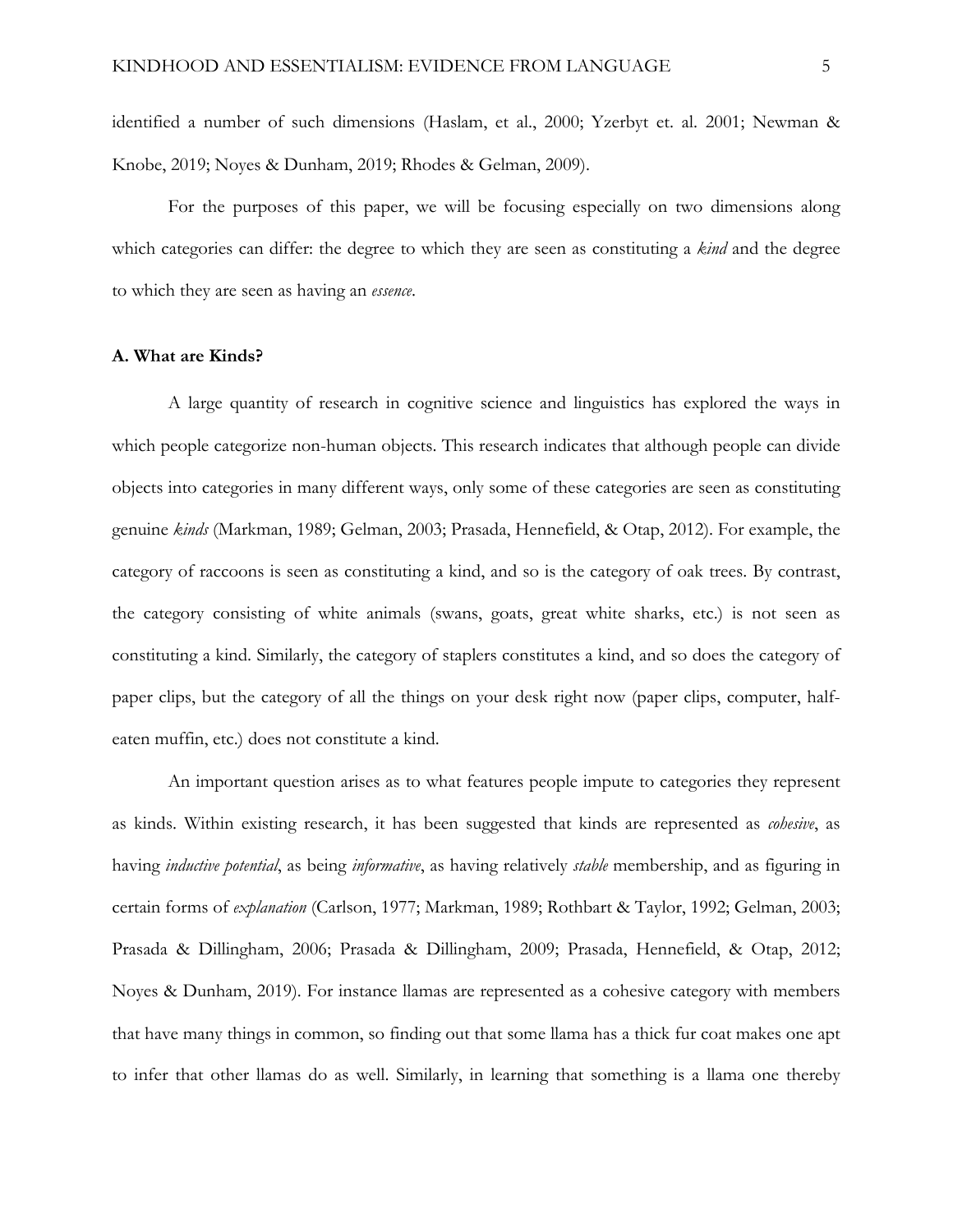identified a number of such dimensions (Haslam, et al., 2000; Yzerbyt et. al. 2001; Newman & Knobe, 2019; Noyes & Dunham, 2019; Rhodes & Gelman, 2009).

For the purposes of this paper, we will be focusing especially on two dimensions along which categories can differ: the degree to which they are seen as constituting a *kind* and the degree to which they are seen as having an *essence*.

**A. What are Kinds?**

A large quantity of research in cognitive science and linguistics has explored the ways in which people categorize non-human objects. This research indicates that although people can divide objects into categories in many different ways, only some of these categories are seen as constituting genuine *kinds* (Markman, 1989; Gelman, 2003; Prasada, Hennefield, & Otap, 2012). For example, the category of raccoons is seen as constituting a kind, and so is the category of oak trees. By contrast, the category consisting of white animals (swans, goats, great white sharks, etc.) is not seen as constituting a kind. Similarly, the category of staplers constitutes a kind, and so does the category of paper clips, but the category of all the things on your desk right now (paper clips, computer, half-eaten muffin, etc.) does not constitute a kind.

An important question arises as to what features people impute to categories they represent as kinds. Within existing research, it has been suggested that kinds are represented as *cohesive*, as having *inductive potential*, as being *informative*, as having relatively *stable* membership, and as figuring in certain forms of *explanation* (Carlson, 1977; Markman, 1989; Rothbart & Taylor, 1992; Gelman, 2003; Prasada & Dillingham, 2006; Prasada & Dillingham, 2009; Prasada, Hennefield, & Otap, 2012; Noyes & Dunham, 2019). For instance llamas are represented as a cohesive category with members that have many things in common, so finding out that some llama has a thick fur coat makes one apt to infer that other llamas do as well. Similarly, in learning that something is a llama one thereby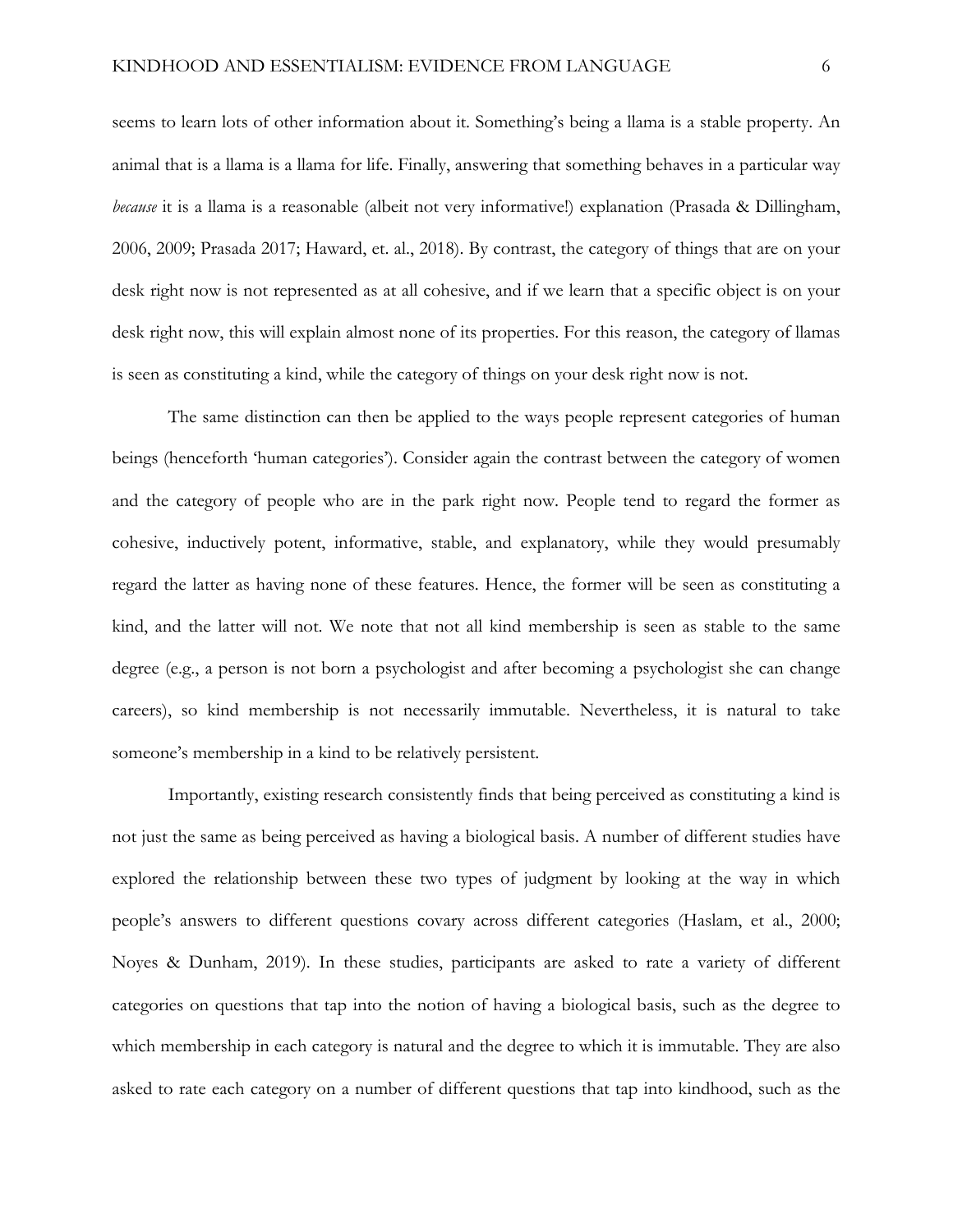seems to learn lots of other information about it. Something's being a llama is a stable property. An animal that is a llama is a llama for life. Finally, answering that something behaves in a particular way *because* it is a llama is a reasonable (albeit not very informative!) explanation (Prasada & Dillingham, 2006, 2009; Prasada 2017; Haward, et. al., 2018). By contrast, the category of things that are on your desk right now is not represented as at all cohesive, and if we learn that a specific object is on your desk right now, this will explain almost none of its properties. For this reason, the category of llamas is seen as constituting a kind, while the category of things on your desk right now is not.

The same distinction can then be applied to the ways people represent categories of human beings (henceforth 'human categories'). Consider again the contrast between the category of women and the category of people who are in the park right now. People tend to regard the former as cohesive, inductively potent, informative, stable, and explanatory, while they would presumably regard the latter as having none of these features. Hence, the former will be seen as constituting a kind, and the latter will not. We note that not all kind membership is seen as stable to the same degree (e.g., a person is not born a psychologist and after becoming a psychologist she can change careers), so kind membership is not necessarily immutable. Nevertheless, it is natural to take someone's membership in a kind to be relatively persistent.

Importantly, existing research consistently finds that being perceived as constituting a kind is not just the same as being perceived as having a biological basis. A number of different studies have explored the relationship between these two types of judgment by looking at the way in which people's answers to different questions covary across different categories (Haslam, et al., 2000; Noyes & Dunham, 2019). In these studies, participants are asked to rate a variety of different categories on questions that tap into the notion of having a biological basis, such as the degree to which membership in each category is natural and the degree to which it is immutable. They are also asked to rate each category on a number of different questions that tap into kindhood, such as the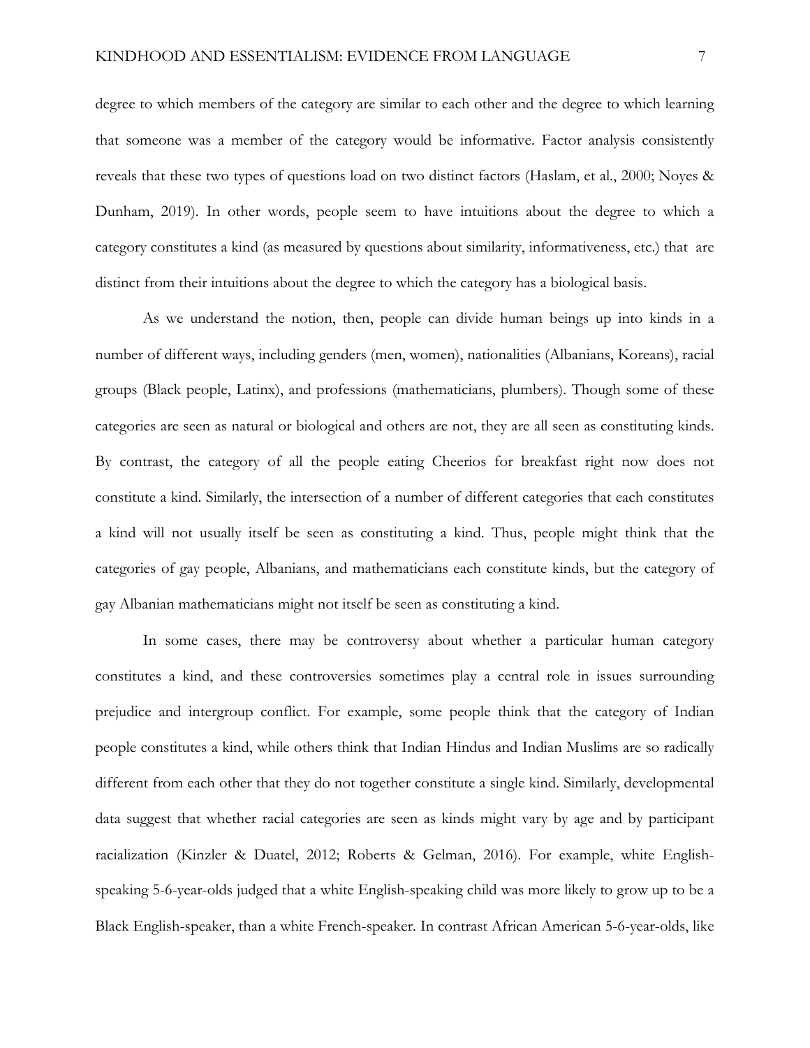degree to which members of the category are similar to each other and the degree to which learning that someone was a member of the category would be informative. Factor analysis consistently reveals that these two types of questions load on two distinct factors (Haslam, et al., 2000; Noyes & Dunham, 2019). In other words, people seem to have intuitions about the degree to which a category constitutes a kind (as measured by questions about similarity, informativeness, etc.) that are distinct from their intuitions about the degree to which the category has a biological basis.

As we understand the notion, then, people can divide human beings up into kinds in a number of different ways, including genders (men, women), nationalities (Albanians, Koreans), racial groups (Black people, Latinx), and professions (mathematicians, plumbers). Though some of these categories are seen as natural or biological and others are not, they are all seen as constituting kinds. By contrast, the category of all the people eating Cheerios for breakfast right now does not constitute a kind. Similarly, the intersection of a number of different categories that each constitutes a kind will not usually itself be seen as constituting a kind. Thus, people might think that the categories of gay people, Albanians, and mathematicians each constitute kinds, but the category of gay Albanian mathematicians might not itself be seen as constituting a kind.

In some cases, there may be controversy about whether a particular human category constitutes a kind, and these controversies sometimes play a central role in issues surrounding prejudice and intergroup conflict. For example, some people think that the category of Indian people constitutes a kind, while others think that Indian Hindus and Indian Muslims are so radically different from each other that they do not together constitute a single kind. Similarly, developmental data suggest that whether racial categories are seen as kinds might vary by age and by participant racialization (Kinzler & Duatel, 2012; Roberts & Gelman, 2016). For example, white English-speaking 5-6-year-olds judged that a white English-speaking child was more likely to grow up to be a Black English-speaker, than a white French-speaker. In contrast African American 5-6-year-olds, like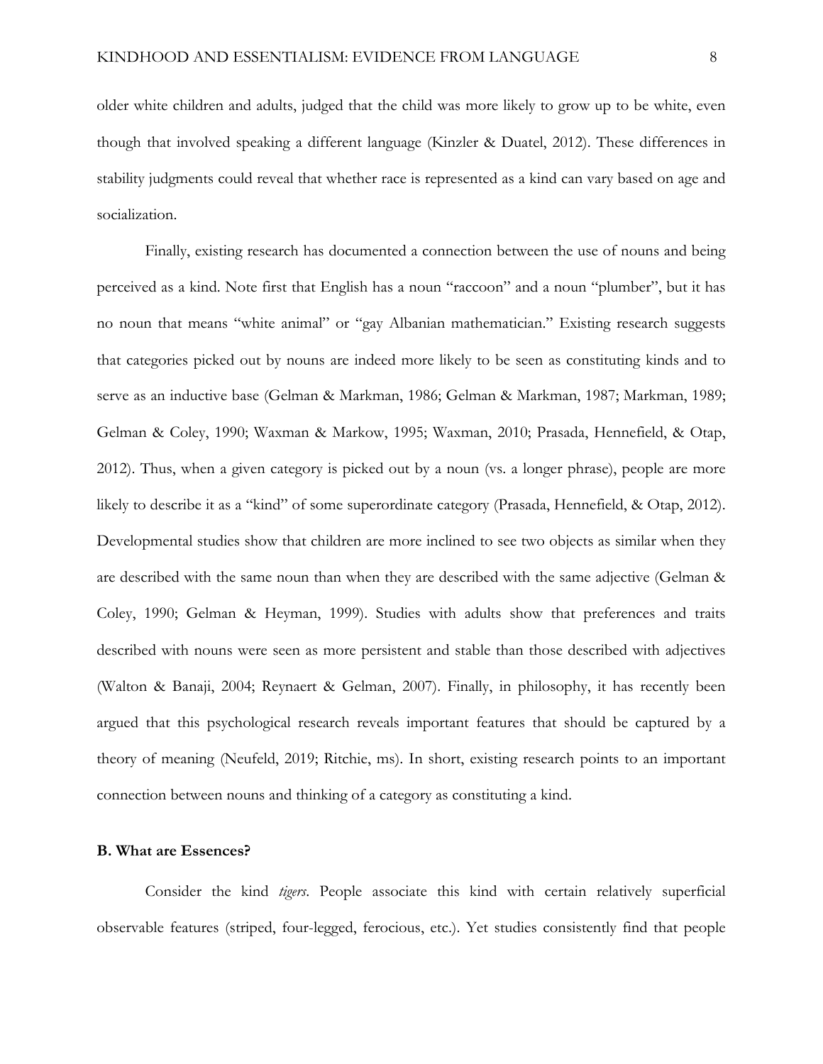older white children and adults, judged that the child was more likely to grow up to be white, even though that involved speaking a different language (Kinzler & Duatel, 2012). These differences in stability judgments could reveal that whether race is represented as a kind can vary based on age and socialization.

Finally, existing research has documented a connection between the use of nouns and being perceived as a kind. Note first that English has a noun "raccoon" and a noun "plumber", but it has no noun that means "white animal" or "gay Albanian mathematician." Existing research suggests that categories picked out by nouns are indeed more likely to be seen as constituting kinds and to serve as an inductive base (Gelman & Markman, 1986; Gelman & Markman, 1987; Markman, 1989; Gelman & Coley, 1990; Waxman & Markow, 1995; Waxman, 2010; Prasada, Hennefield, & Otap, 2012). Thus, when a given category is picked out by a noun (vs. a longer phrase), people are more likely to describe it as a "kind" of some superordinate category (Prasada, Hennefield, & Otap, 2012). Developmental studies show that children are more inclined to see two objects as similar when they are described with the same noun than when they are described with the same adjective (Gelman & Coley, 1990; Gelman & Heyman, 1999). Studies with adults show that preferences and traits described with nouns were seen as more persistent and stable than those described with adjectives (Walton & Banaji, 2004; Reynaert & Gelman, 2007). Finally, in philosophy, it has recently been argued that this psychological research reveals important features that should be captured by a theory of meaning (Neufeld, 2019; Ritchie, ms). In short, existing research points to an important connection between nouns and thinking of a category as constituting a kind.

### B. What are Essences?

Consider the kind *tigers*. People associate this kind with certain relatively superficial observable features (striped, four-legged, ferocious, etc.). Yet studies consistently find that people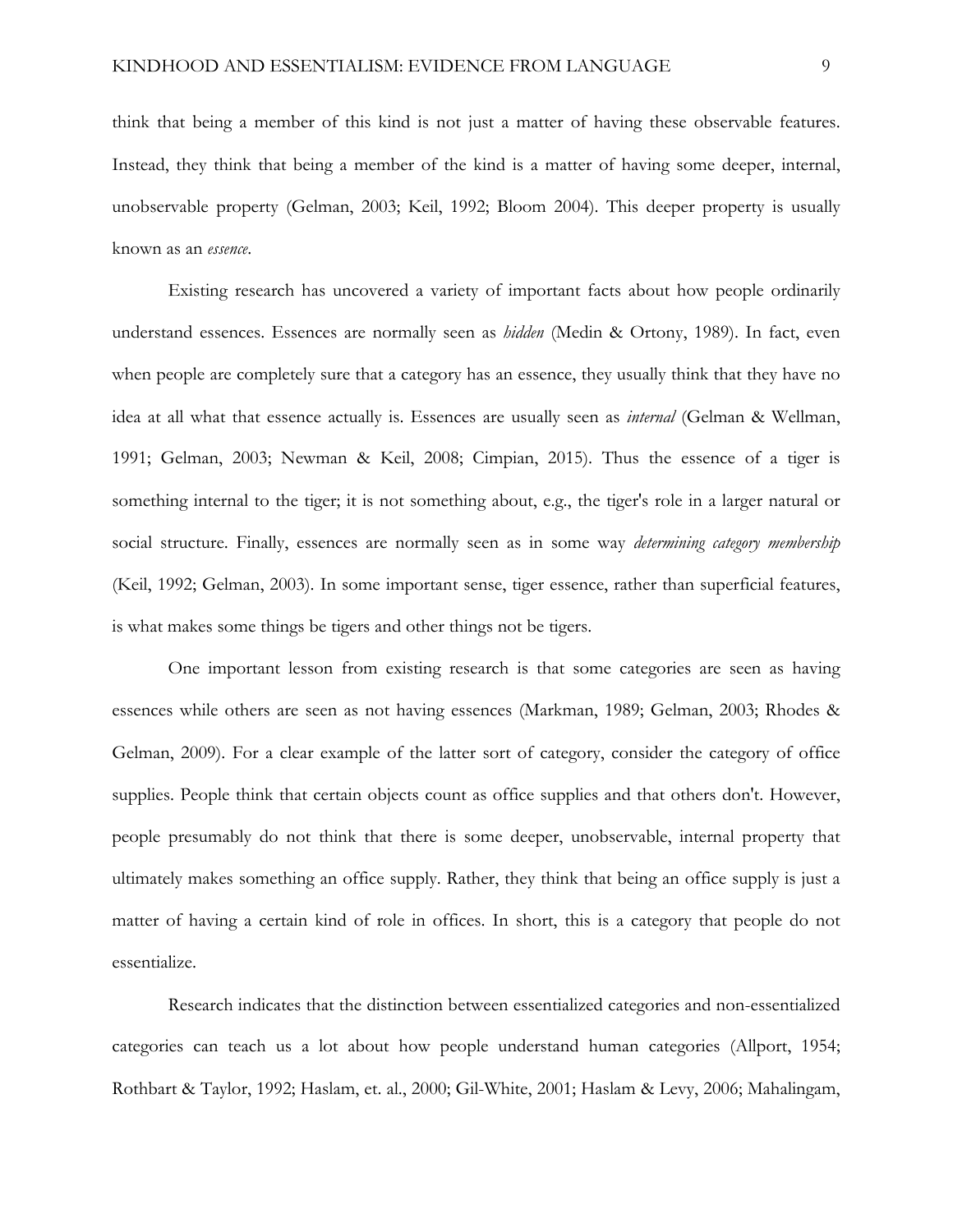think that being a member of this kind is not just a matter of having these observable features. Instead, they think that being a member of the kind is a matter of having some deeper, internal, unobservable property (Gelman, 2003; Keil, 1992; Bloom 2004). This deeper property is usually known as an *essence*.

Existing research has uncovered a variety of important facts about how people ordinarily understand essences. Essences are normally seen as *hidden* (Medin & Ortony, 1989). In fact, even when people are completely sure that a category has an essence, they usually think that they have no idea at all what that essence actually is. Essences are usually seen as *internal* (Gelman & Wellman, 1991; Gelman, 2003; Newman & Keil, 2008; Cimpian, 2015). Thus the essence of a tiger is something internal to the tiger; it is not something about, e.g., the tiger's role in a larger natural or social structure. Finally, essences are normally seen as in some way *determining category membership* (Keil, 1992; Gelman, 2003). In some important sense, tiger essence, rather than superficial features, is what makes some things be tigers and other things not be tigers.

One important lesson from existing research is that some categories are seen as having essences while others are seen as not having essences (Markman, 1989; Gelman, 2003; Rhodes & Gelman, 2009). For a clear example of the latter sort of category, consider the category of office supplies. People think that certain objects count as office supplies and that others don't. However, people presumably do not think that there is some deeper, unobservable, internal property that ultimately makes something an office supply. Rather, they think that being an office supply is just a matter of having a certain kind of role in offices. In short, this is a category that people do not essentialize.

Research indicates that the distinction between essentialized categories and non-essentialized categories can teach us a lot about how people understand human categories (Allport, 1954; Rothbart & Taylor, 1992; Haslam, et. al., 2000; Gil-White, 2001; Haslam & Levy, 2006; Mahalingam,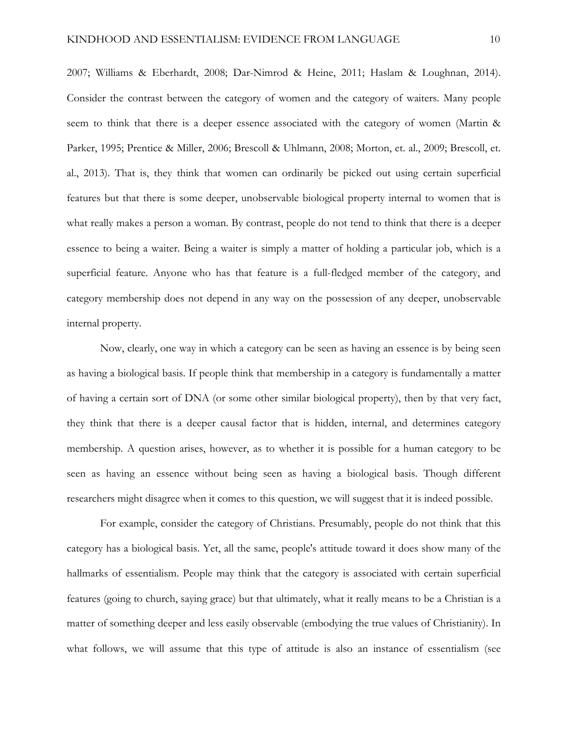2007; Williams & Eberhardt, 2008; Dar-Nimrod & Heine, 2011; Haslam & Loughnan, 2014). Consider the contrast between the category of women and the category of waiters. Many people seem to think that there is a deeper essence associated with the category of women (Martin & Parker, 1995; Prentice & Miller, 2006; Brescoll & Uhlmann, 2008; Morton, et. al., 2009; Brescoll, et. al., 2013). That is, they think that women can ordinarily be picked out using certain superficial features but that there is some deeper, unobservable biological property internal to women that is what really makes a person a woman. By contrast, people do not tend to think that there is a deeper essence to being a waiter. Being a waiter is simply a matter of holding a particular job, which is a superficial feature. Anyone who has that feature is a full-fledged member of the category, and category membership does not depend in any way on the possession of any deeper, unobservable internal property.

Now, clearly, one way in which a category can be seen as having an essence is by being seen as having a biological basis. If people think that membership in a category is fundamentally a matter of having a certain sort of DNA (or some other similar biological property), then by that very fact, they think that there is a deeper causal factor that is hidden, internal, and determines category membership. A question arises, however, as to whether it is possible for a human category to be seen as having an essence without being seen as having a biological basis. Though different researchers might disagree when it comes to this question, we will suggest that it is indeed possible.

For example, consider the category of Christians. Presumably, people do not think that this category has a biological basis. Yet, all the same, people's attitude toward it does show many of the hallmarks of essentialism. People may think that the category is associated with certain superficial features (going to church, saying grace) but that ultimately, what it really means to be a Christian is a matter of something deeper and less easily observable (embodying the true values of Christianity). In what follows, we will assume that this type of attitude is also an instance of essentialism (see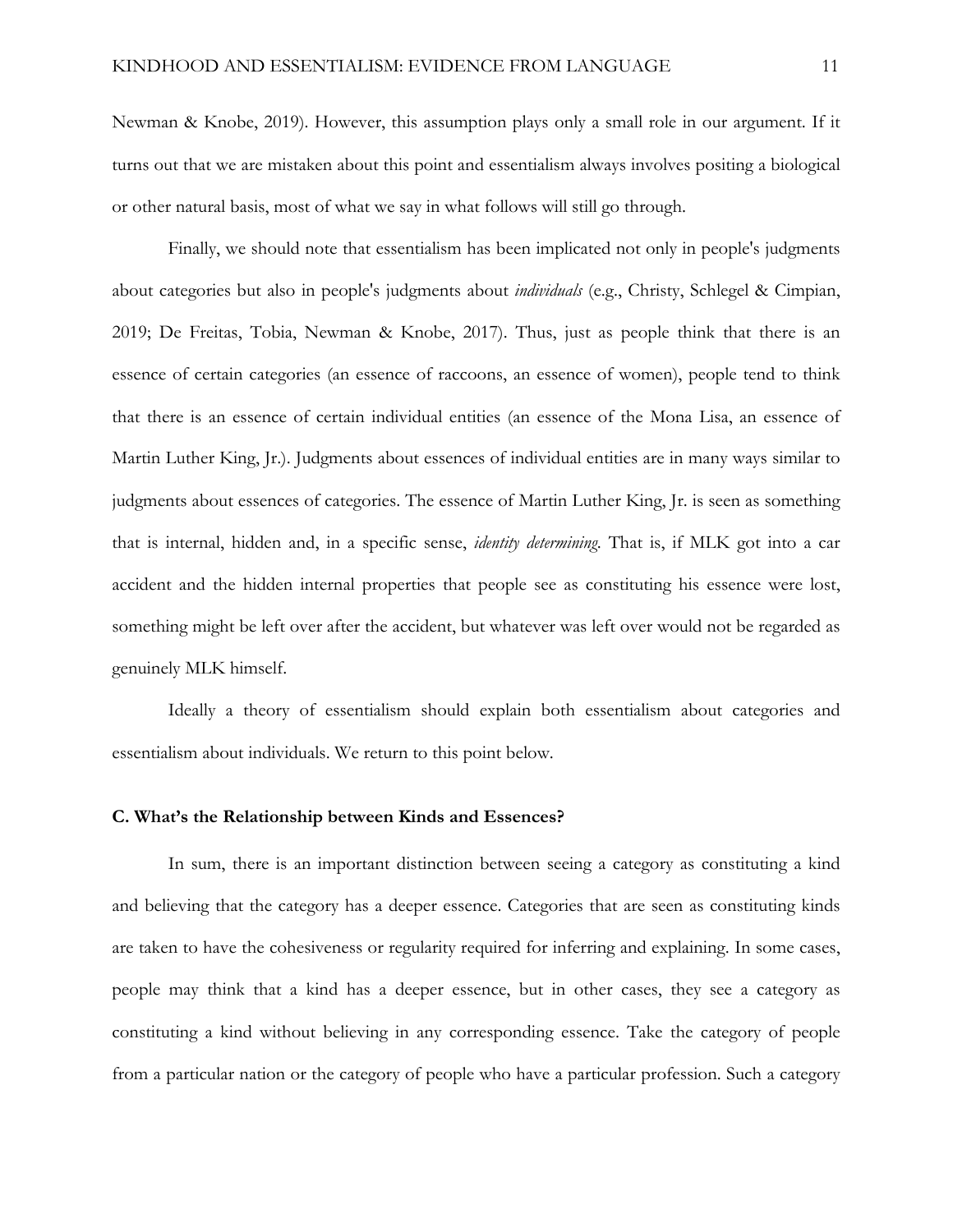Newman & Knobe, 2019). However, this assumption plays only a small role in our argument. If it turns out that we are mistaken about this point and essentialism always involves positing a biological or other natural basis, most of what we say in what follows will still go through.

Finally, we should note that essentialism has been implicated not only in people's judgments about categories but also in people's judgments about *individuals* (e.g., Christy, Schlegel & Cimpian, 2019; De Freitas, Tobia, Newman & Knobe, 2017). Thus, just as people think that there is an essence of certain categories (an essence of raccoons, an essence of women), people tend to think that there is an essence of certain individual entities (an essence of the Mona Lisa, an essence of Martin Luther King, Jr.). Judgments about essences of individual entities are in many ways similar to judgments about essences of categories. The essence of Martin Luther King, Jr. is seen as something that is internal, hidden and, in a specific sense, *identity determining*. That is, if MLK got into a car accident and the hidden internal properties that people see as constituting his essence were lost, something might be left over after the accident, but whatever was left over would not be regarded as genuinely MLK himself.

Ideally a theory of essentialism should explain both essentialism about categories and essentialism about individuals. We return to this point below.

### C. What's the Relationship between Kinds and Essences?

In sum, there is an important distinction between seeing a category as constituting a kind and believing that the category has a deeper essence. Categories that are seen as constituting kinds are taken to have the cohesiveness or regularity required for inferring and explaining. In some cases, people may think that a kind has a deeper essence, but in other cases, they see a category as constituting a kind without believing in any corresponding essence. Take the category of people from a particular nation or the category of people who have a particular profession. Such a category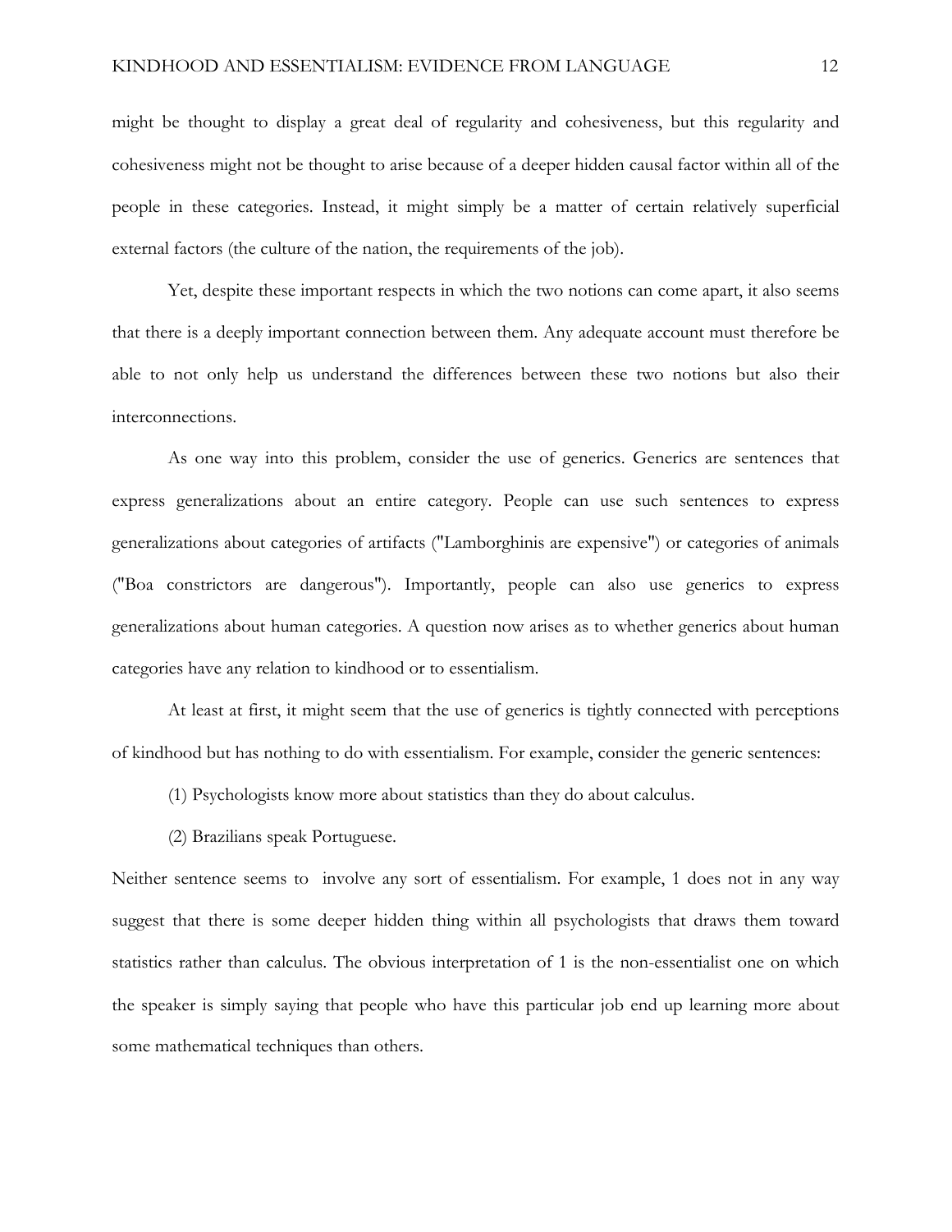might be thought to display a great deal of regularity and cohesiveness, but this regularity and cohesiveness might not be thought to arise because of a deeper hidden causal factor within all of the people in these categories. Instead, it might simply be a matter of certain relatively superficial external factors (the culture of the nation, the requirements of the job).

Yet, despite these important respects in which the two notions can come apart, it also seems that there is a deeply important connection between them. Any adequate account must therefore be able to not only help us understand the differences between these two notions but also their interconnections.

As one way into this problem, consider the use of generics. Generics are sentences that express generalizations about an entire category. People can use such sentences to express generalizations about categories of artifacts ("Lamborghinis are expensive") or categories of animals ("Boa constrictors are dangerous"). Importantly, people can also use generics to express generalizations about human categories. A question now arises as to whether generics about human categories have any relation to kindhood or to essentialism.

At least at first, it might seem that the use of generics is tightly connected with perceptions of kindhood but has nothing to do with essentialism. For example, consider the generic sentences:

(1) Psychologists know more about statistics than they do about calculus.

(2) Brazilians speak Portuguese.

Neither sentence seems to involve any sort of essentialism. For example, 1 does not in any way suggest that there is some deeper hidden thing within all psychologists that draws them toward statistics rather than calculus. The obvious interpretation of 1 is the non-essentialist one on which the speaker is simply saying that people who have this particular job end up learning more about some mathematical techniques than others.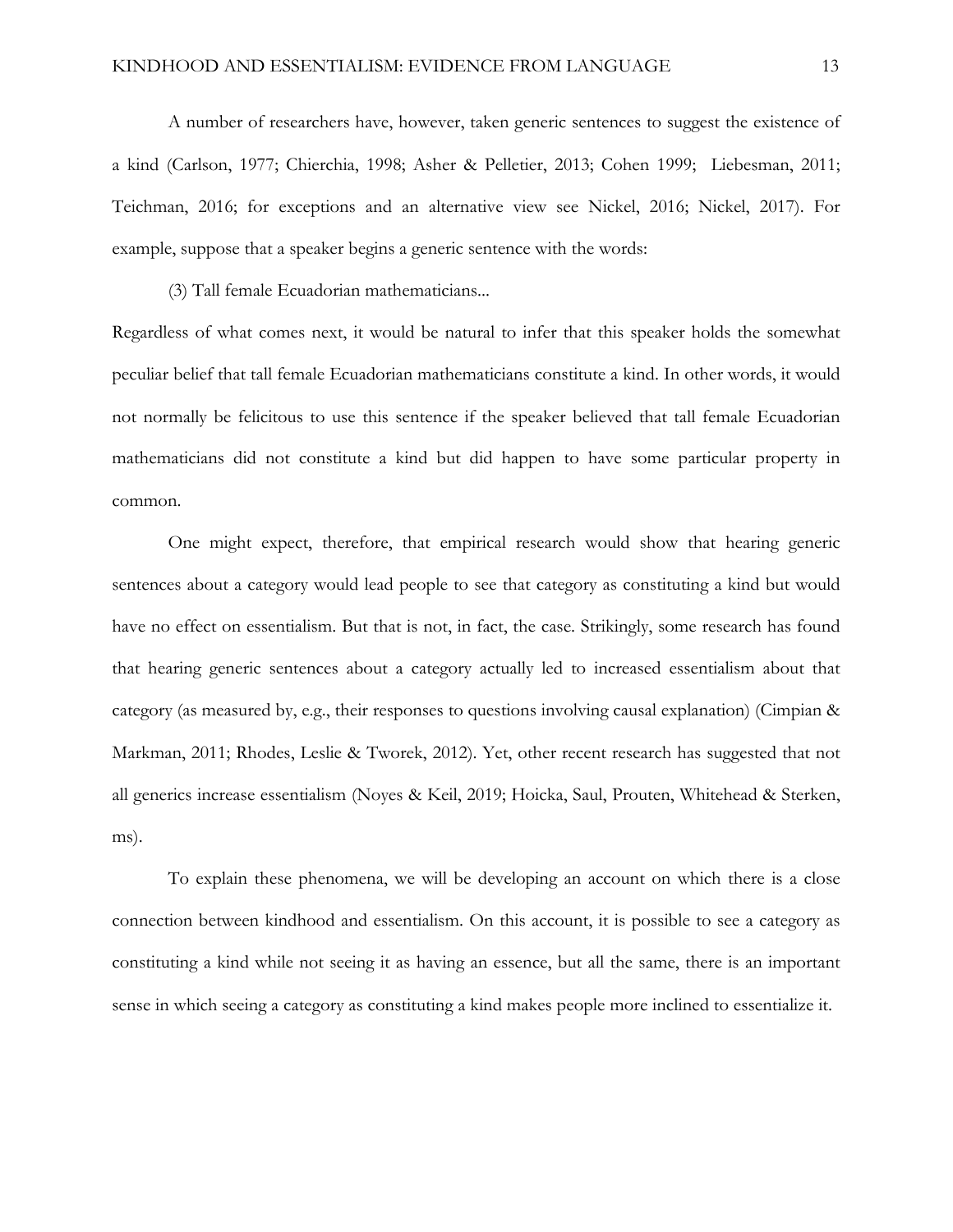A number of researchers have, however, taken generic sentences to suggest the existence of a kind (Carlson, 1977; Chierchia, 1998; Asher & Pelletier, 2013; Cohen 1999; Liebesman, 2011; Teichman, 2016; for exceptions and an alternative view see Nickel, 2016; Nickel, 2017). For example, suppose that a speaker begins a generic sentence with the words:

(3) Tall female Ecuadorian mathematicians...

Regardless of what comes next, it would be natural to infer that this speaker holds the somewhat peculiar belief that tall female Ecuadorian mathematicians constitute a kind. In other words, it would not normally be felicitous to use this sentence if the speaker believed that tall female Ecuadorian mathematicians did not constitute a kind but did happen to have some particular property in common.

One might expect, therefore, that empirical research would show that hearing generic sentences about a category would lead people to see that category as constituting a kind but would have no effect on essentialism. But that is not, in fact, the case. Strikingly, some research has found that hearing generic sentences about a category actually led to increased essentialism about that category (as measured by, e.g., their responses to questions involving causal explanation) (Cimpian & Markman, 2011; Rhodes, Leslie & Tworek, 2012). Yet, other recent research has suggested that not all generics increase essentialism (Noyes & Keil, 2019; Hoicka, Saul, Prouten, Whitehead & Sterken, ms).

To explain these phenomena, we will be developing an account on which there is a close connection between kindhood and essentialism. On this account, it is possible to see a category as constituting a kind while not seeing it as having an essence, but all the same, there is an important sense in which seeing a category as constituting a kind makes people more inclined to essentialize it.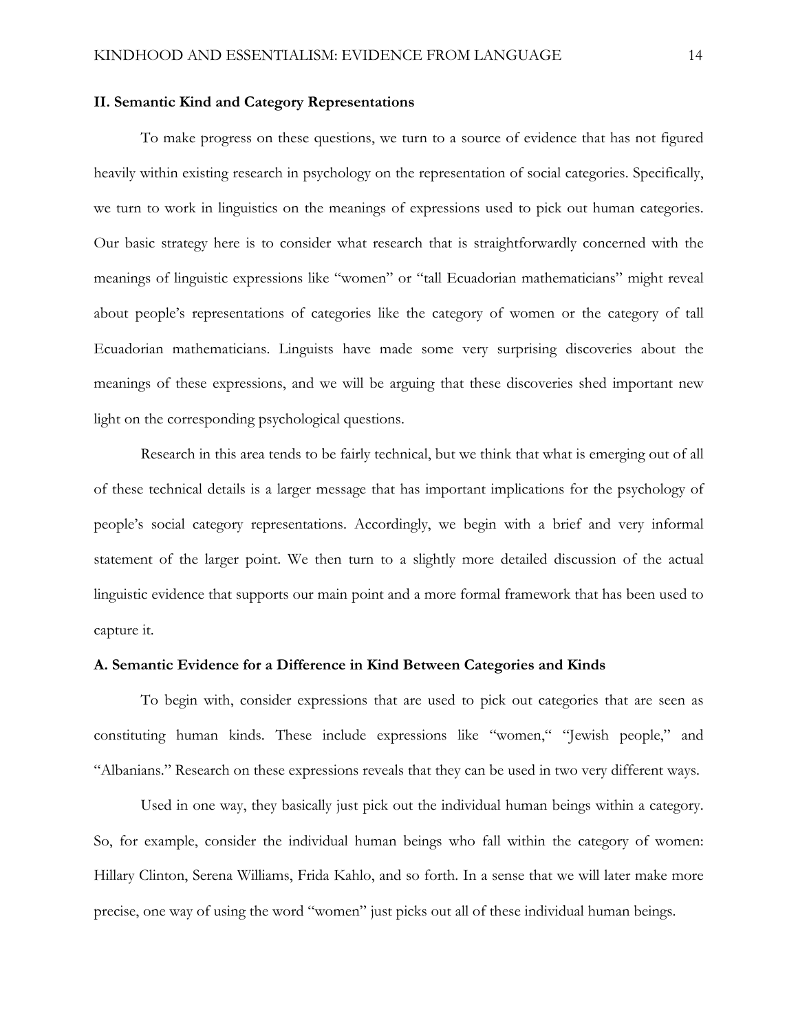## II. Semantic Kind and Category Representations

To make progress on these questions, we turn to a source of evidence that has not figured heavily within existing research in psychology on the representation of social categories. Specifically, we turn to work in linguistics on the meanings of expressions used to pick out human categories. Our basic strategy here is to consider what research that is straightforwardly concerned with the meanings of linguistic expressions like "women" or "tall Ecuadorian mathematicians" might reveal about people's representations of categories like the category of women or the category of tall Ecuadorian mathematicians. Linguists have made some very surprising discoveries about the meanings of these expressions, and we will be arguing that these discoveries shed important new light on the corresponding psychological questions.

Research in this area tends to be fairly technical, but we think that what is emerging out of all of these technical details is a larger message that has important implications for the psychology of people's social category representations. Accordingly, we begin with a brief and very informal statement of the larger point. We then turn to a slightly more detailed discussion of the actual linguistic evidence that supports our main point and a more formal framework that has been used to capture it.

### A. Semantic Evidence for a Difference in Kind Between Categories and Kinds

To begin with, consider expressions that are used to pick out categories that are seen as constituting human kinds. These include expressions like "women," "Jewish people," and "Albanians." Research on these expressions reveals that they can be used in two very different ways.

Used in one way, they basically just pick out the individual human beings within a category. So, for example, consider the individual human beings who fall within the category of women: Hillary Clinton, Serena Williams, Frida Kahlo, and so forth. In a sense that we will later make more precise, one way of using the word "women" just picks out all of these individual human beings.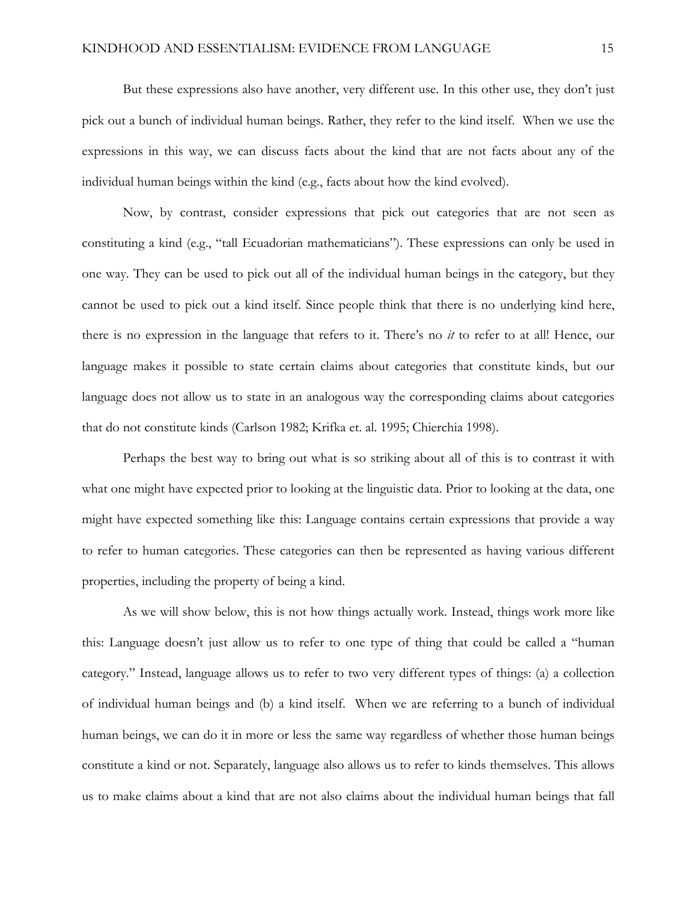But these expressions also have another, very different use. In this other use, they don't just pick out a bunch of individual human beings. Rather, they refer to the kind itself. When we use the expressions in this way, we can discuss facts about the kind that are not facts about any of the individual human beings within the kind (e.g., facts about how the kind evolved).

Now, by contrast, consider expressions that pick out categories that are not seen as constituting a kind (e.g., "tall Ecuadorian mathematicians"). These expressions can only be used in one way. They can be used to pick out all of the individual human beings in the category, but they cannot be used to pick out a kind itself. Since people think that there is no underlying kind here, there is no expression in the language that refers to it. There's no *it* to refer to at all! Hence, our language makes it possible to state certain claims about categories that constitute kinds, but our language does not allow us to state in an analogous way the corresponding claims about categories that do not constitute kinds (Carlson 1982; Krifka et. al. 1995; Chierchia 1998).

Perhaps the best way to bring out what is so striking about all of this is to contrast it with what one might have expected prior to looking at the linguistic data. Prior to looking at the data, one might have expected something like this: Language contains certain expressions that provide a way to refer to human categories. These categories can then be represented as having various different properties, including the property of being a kind.

As we will show below, this is not how things actually work. Instead, things work more like this: Language doesn't just allow us to refer to one type of thing that could be called a "human category." Instead, language allows us to refer to two very different types of things: (a) a collection of individual human beings and (b) a kind itself. When we are referring to a bunch of individual human beings, we can do it in more or less the same way regardless of whether those human beings constitute a kind or not. Separately, language also allows us to refer to kinds themselves. This allows us to make claims about a kind that are not also claims about the individual human beings that fall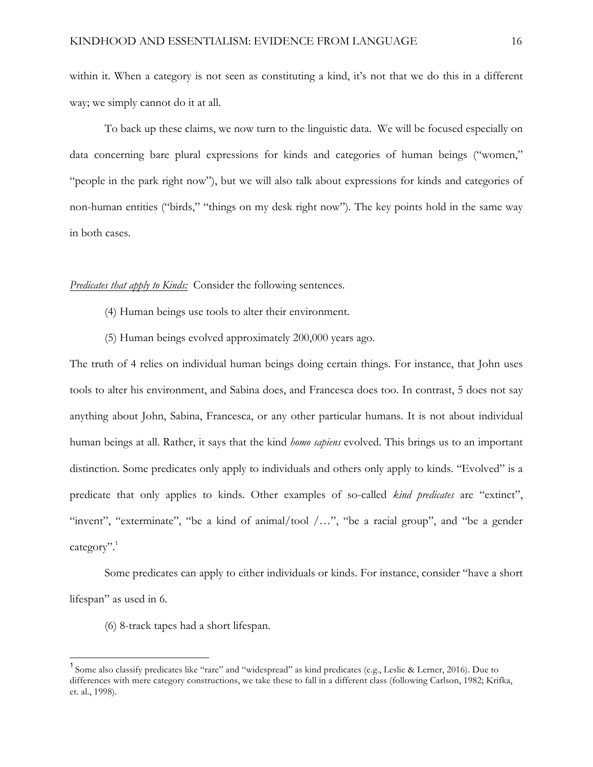within it. When a category is not seen as constituting a kind, it's not that we do this in a different way; we simply cannot do it at all.

To back up these claims, we now turn to the linguistic data. We will be focused especially on data concerning bare plural expressions for kinds and categories of human beings ("women," "people in the park right now"), but we will also talk about expressions for kinds and categories of non-human entities ("birds," "things on my desk right now"). The key points hold in the same way in both cases.

*Predicates that apply to Kinds:* Consider the following sentences.

(4) Human beings use tools to alter their environment.

(5) Human beings evolved approximately 200,000 years ago.

The truth of 4 relies on individual human beings doing certain things. For instance, that John uses tools to alter his environment, and Sabina does, and Francesca does too. In contrast, 5 does not say anything about John, Sabina, Francesca, or any other particular humans. It is not about individual human beings at all. Rather, it says that the kind *homo sapiens* evolved. This brings us to an important distinction. Some predicates only apply to individuals and others only apply to kinds. "Evolved" is a predicate that only applies to kinds. Other examples of so-called *kind predicates* are "extinct", "invent", "exterminate", "be a kind of animal/tool /…", "be a racial group", and "be a gender category".[1]

Some predicates can apply to either individuals or kinds. For instance, consider "have a short lifespan" as used in 6.

(6) 8-track tapes had a short lifespan.

---

[1] Some also classify predicates like "rare" and "widespread" as kind predicates (e.g., Leslie & Lerner, 2016). Due to differences with mere category constructions, we take these to fall in a different class (following Carlson, 1982; Krifka, et. al., 1998).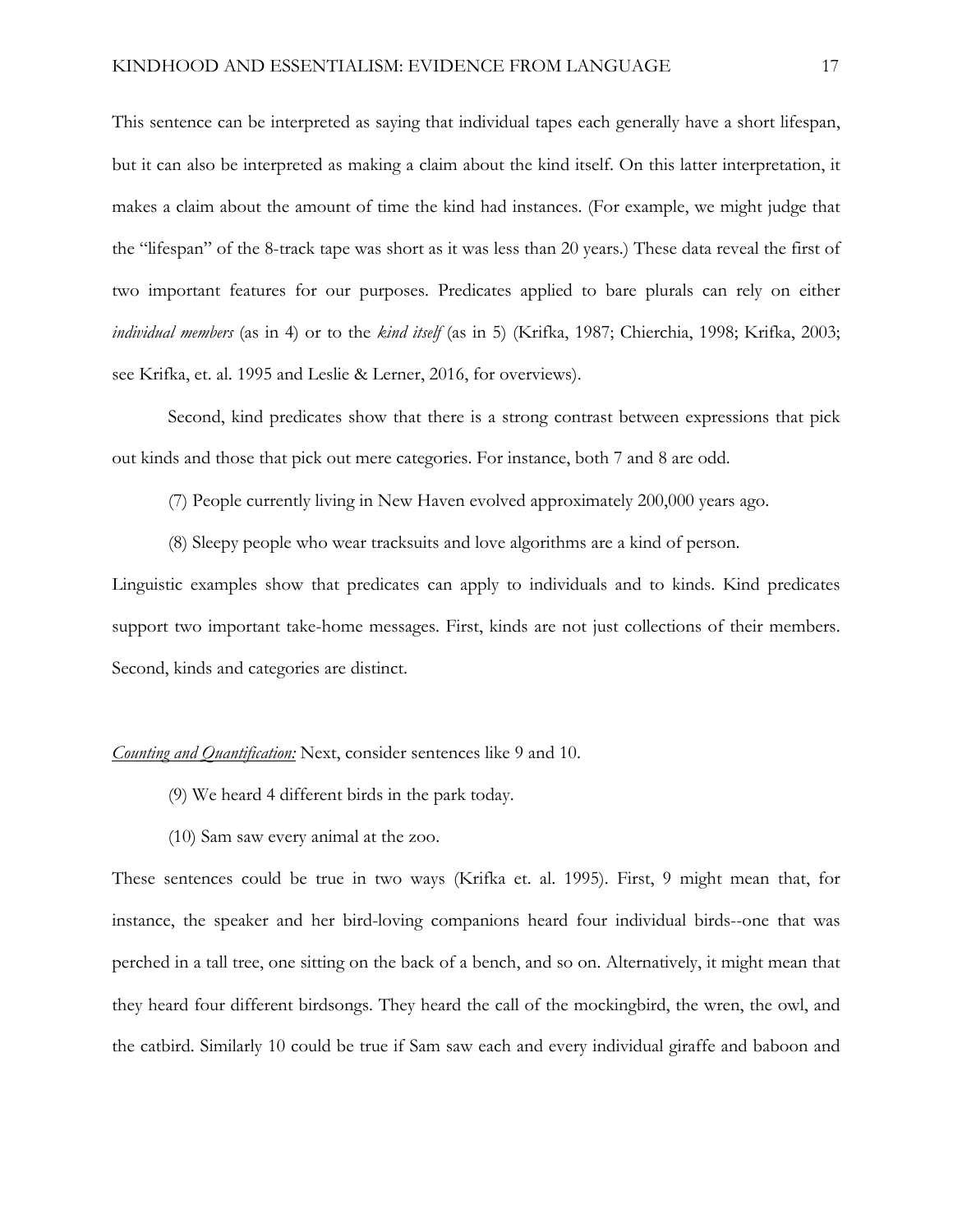This sentence can be interpreted as saying that individual tapes each generally have a short lifespan, but it can also be interpreted as making a claim about the kind itself. On this latter interpretation, it makes a claim about the amount of time the kind had instances. (For example, we might judge that the "lifespan" of the 8-track tape was short as it was less than 20 years.) These data reveal the first of two important features for our purposes. Predicates applied to bare plurals can rely on either *individual members* (as in 4) or to the *kind itself* (as in 5) (Krifka, 1987; Chierchia, 1998; Krifka, 2003; see Krifka, et. al. 1995 and Leslie & Lerner, 2016, for overviews).

Second, kind predicates show that there is a strong contrast between expressions that pick out kinds and those that pick out mere categories. For instance, both 7 and 8 are odd.

(7) People currently living in New Haven evolved approximately 200,000 years ago.

(8) Sleepy people who wear tracksuits and love algorithms are a kind of person.

Linguistic examples show that predicates can apply to individuals and to kinds. Kind predicates support two important take-home messages. First, kinds are not just collections of their members. Second, kinds and categories are distinct.

*Counting and Quantification:* Next, consider sentences like 9 and 10.

(9) We heard 4 different birds in the park today.

(10) Sam saw every animal at the zoo.

These sentences could be true in two ways (Krifka et. al. 1995). First, 9 might mean that, for instance, the speaker and her bird-loving companions heard four individual birds--one that was perched in a tall tree, one sitting on the back of a bench, and so on. Alternatively, it might mean that they heard four different birdsongs. They heard the call of the mockingbird, the wren, the owl, and the catbird. Similarly 10 could be true if Sam saw each and every individual giraffe and baboon and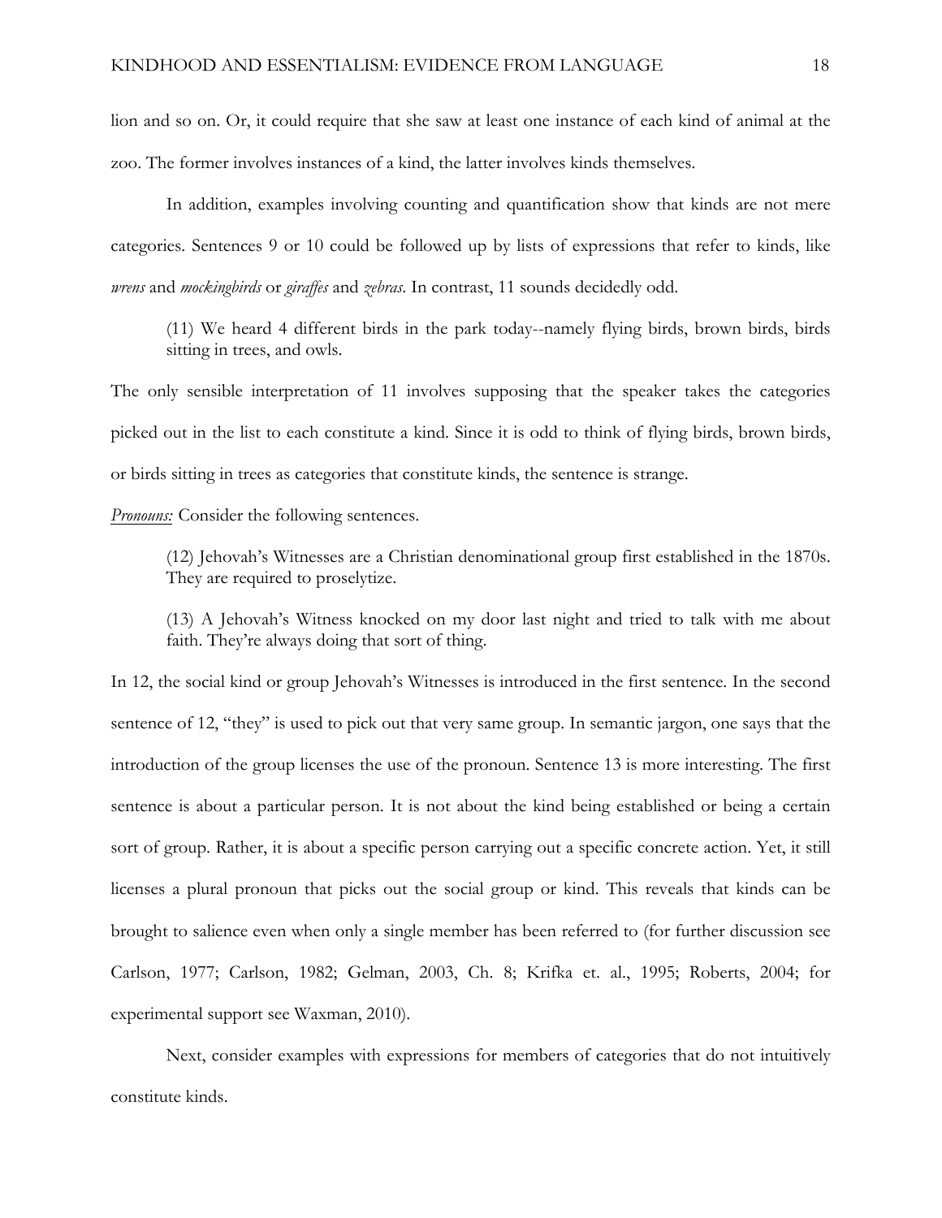lion and so on. Or, it could require that she saw at least one instance of each kind of animal at the zoo. The former involves instances of a kind, the latter involves kinds themselves.

In addition, examples involving counting and quantification show that kinds are not mere categories. Sentences 9 or 10 could be followed up by lists of expressions that refer to kinds, like *wrens* and *mockingbirds* or *giraffes* and *zebras*. In contrast, 11 sounds decidedly odd.

> (11) We heard 4 different birds in the park today--namely flying birds, brown birds, birds sitting in trees, and owls.

The only sensible interpretation of 11 involves supposing that the speaker takes the categories picked out in the list to each constitute a kind. Since it is odd to think of flying birds, brown birds, or birds sitting in trees as categories that constitute kinds, the sentence is strange.

<u>*Pronouns:*</u> Consider the following sentences.

> (12) Jehovah's Witnesses are a Christian denominational group first established in the 1870s. They are required to proselytize.
>
> (13) A Jehovah's Witness knocked on my door last night and tried to talk with me about faith. They're always doing that sort of thing.

In 12, the social kind or group Jehovah's Witnesses is introduced in the first sentence. In the second sentence of 12, "they" is used to pick out that very same group. In semantic jargon, one says that the introduction of the group licenses the use of the pronoun. Sentence 13 is more interesting. The first sentence is about a particular person. It is not about the kind being established or being a certain sort of group. Rather, it is about a specific person carrying out a specific concrete action. Yet, it still licenses a plural pronoun that picks out the social group or kind. This reveals that kinds can be brought to salience even when only a single member has been referred to (for further discussion see Carlson, 1977; Carlson, 1982; Gelman, 2003, Ch. 8; Krifka et. al., 1995; Roberts, 2004; for experimental support see Waxman, 2010).

Next, consider examples with expressions for members of categories that do not intuitively constitute kinds.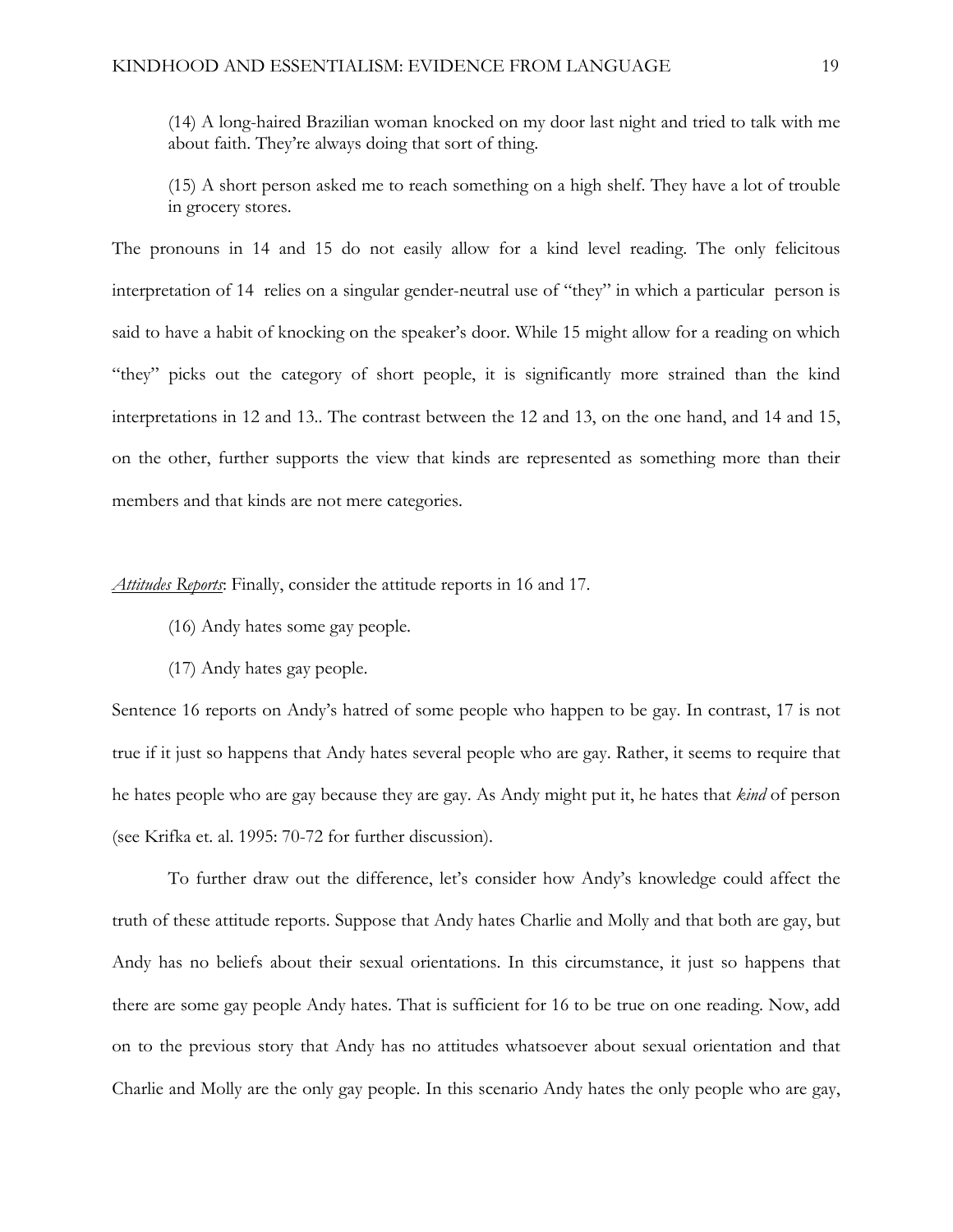(14) A long-haired Brazilian woman knocked on my door last night and tried to talk with me about faith. They're always doing that sort of thing.

(15) A short person asked me to reach something on a high shelf. They have a lot of trouble in grocery stores.

The pronouns in 14 and 15 do not easily allow for a kind level reading. The only felicitous interpretation of 14 relies on a singular gender-neutral use of "they" in which a particular person is said to have a habit of knocking on the speaker's door. While 15 might allow for a reading on which "they" picks out the category of short people, it is significantly more strained than the kind interpretations in 12 and 13.. The contrast between the 12 and 13, on the one hand, and 14 and 15, on the other, further supports the view that kinds are represented as something more than their members and that kinds are not mere categories.

*Attitudes Reports*: Finally, consider the attitude reports in 16 and 17.

(16) Andy hates some gay people.

(17) Andy hates gay people.

Sentence 16 reports on Andy's hatred of some people who happen to be gay. In contrast, 17 is not true if it just so happens that Andy hates several people who are gay. Rather, it seems to require that he hates people who are gay because they are gay. As Andy might put it, he hates that *kind* of person (see Krifka et. al. 1995: 70-72 for further discussion).

To further draw out the difference, let's consider how Andy's knowledge could affect the truth of these attitude reports. Suppose that Andy hates Charlie and Molly and that both are gay, but Andy has no beliefs about their sexual orientations. In this circumstance, it just so happens that there are some gay people Andy hates. That is sufficient for 16 to be true on one reading. Now, add on to the previous story that Andy has no attitudes whatsoever about sexual orientation and that Charlie and Molly are the only gay people. In this scenario Andy hates the only people who are gay,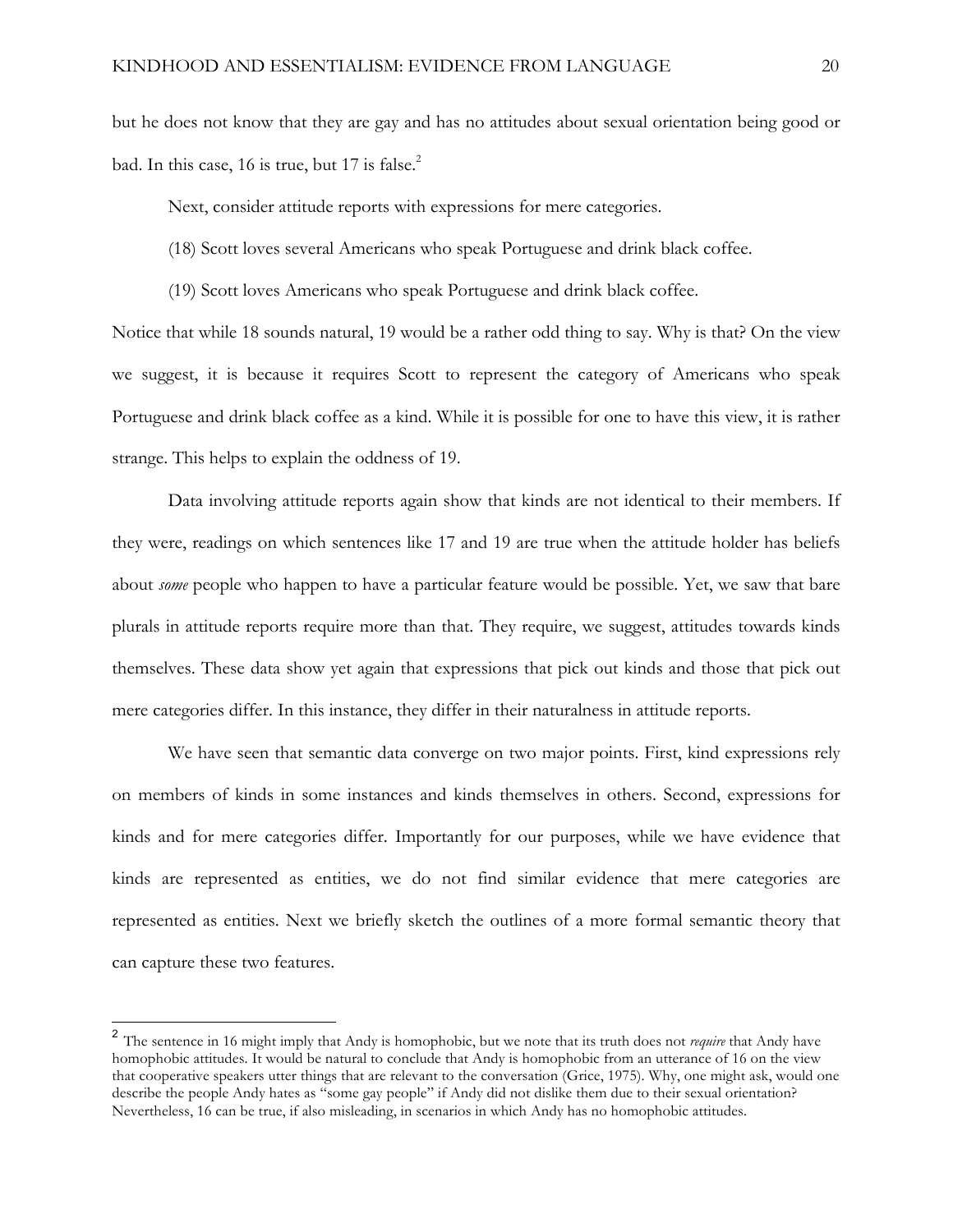but he does not know that they are gay and has no attitudes about sexual orientation being good or bad. In this case, 16 is true, but 17 is false.[2]

Next, consider attitude reports with expressions for mere categories.

(18) Scott loves several Americans who speak Portuguese and drink black coffee.

(19) Scott loves Americans who speak Portuguese and drink black coffee.

Notice that while 18 sounds natural, 19 would be a rather odd thing to say. Why is that? On the view we suggest, it is because it requires Scott to represent the category of Americans who speak Portuguese and drink black coffee as a kind. While it is possible for one to have this view, it is rather strange. This helps to explain the oddness of 19.

Data involving attitude reports again show that kinds are not identical to their members. If they were, readings on which sentences like 17 and 19 are true when the attitude holder has beliefs about *some* people who happen to have a particular feature would be possible. Yet, we saw that bare plurals in attitude reports require more than that. They require, we suggest, attitudes towards kinds themselves. These data show yet again that expressions that pick out kinds and those that pick out mere categories differ. In this instance, they differ in their naturalness in attitude reports.

We have seen that semantic data converge on two major points. First, kind expressions rely on members of kinds in some instances and kinds themselves in others. Second, expressions for kinds and for mere categories differ. Importantly for our purposes, while we have evidence that kinds are represented as entities, we do not find similar evidence that mere categories are represented as entities. Next we briefly sketch the outlines of a more formal semantic theory that can capture these two features.

---

[2] The sentence in 16 might imply that Andy is homophobic, but we note that its truth does not *require* that Andy have homophobic attitudes. It would be natural to conclude that Andy is homophobic from an utterance of 16 on the view that cooperative speakers utter things that are relevant to the conversation (Grice, 1975). Why, one might ask, would one describe the people Andy hates as "some gay people" if Andy did not dislike them due to their sexual orientation? Nevertheless, 16 can be true, if also misleading, in scenarios in which Andy has no homophobic attitudes.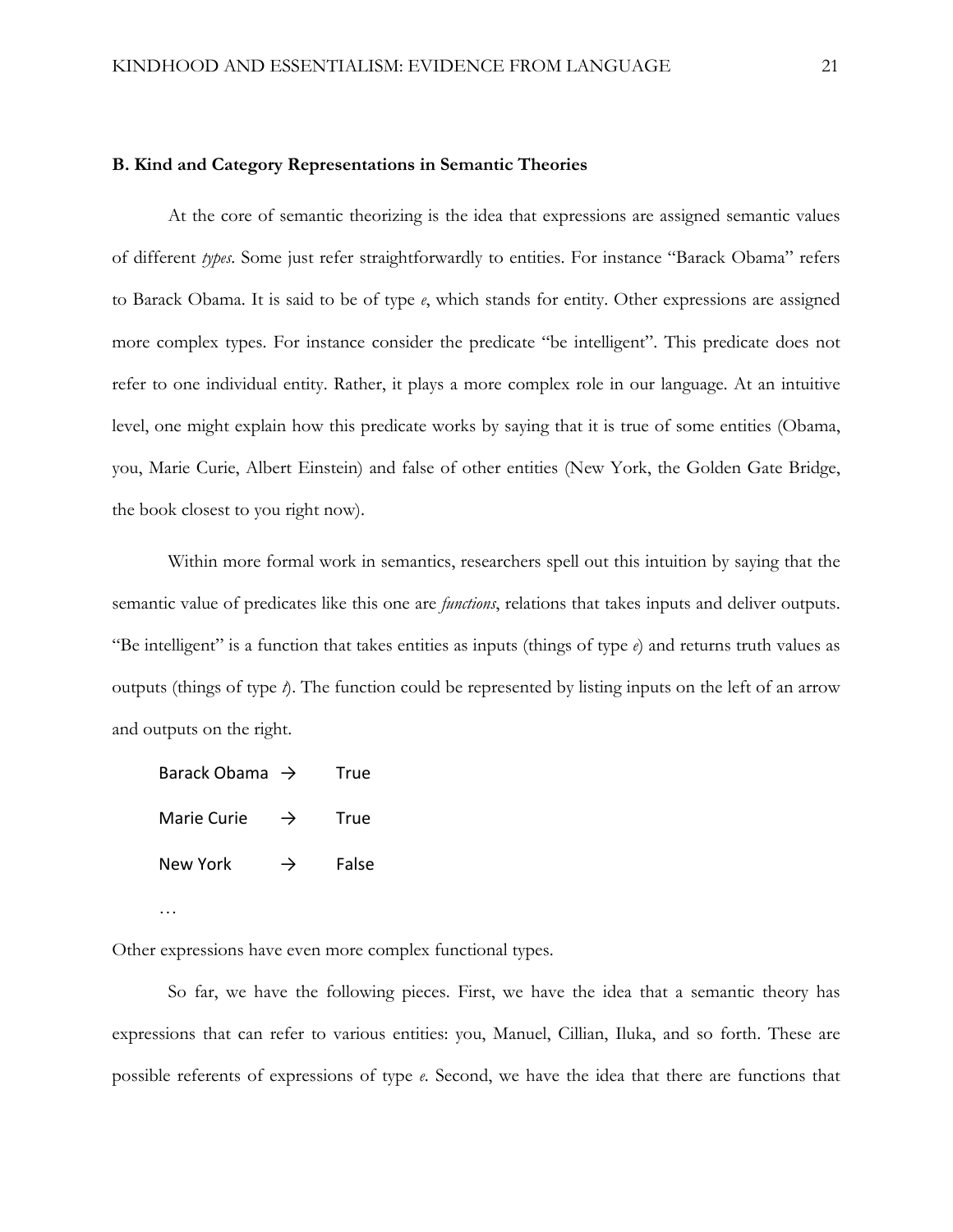### B. Kind and Category Representations in Semantic Theories

At the core of semantic theorizing is the idea that expressions are assigned semantic values of different *types*. Some just refer straightforwardly to entities. For instance "Barack Obama" refers to Barack Obama. It is said to be of type *e*, which stands for entity. Other expressions are assigned more complex types. For instance consider the predicate "be intelligent". This predicate does not refer to one individual entity. Rather, it plays a more complex role in our language. At an intuitive level, one might explain how this predicate works by saying that it is true of some entities (Obama, you, Marie Curie, Albert Einstein) and false of other entities (New York, the Golden Gate Bridge, the book closest to you right now).

Within more formal work in semantics, researchers spell out this intuition by saying that the semantic value of predicates like this one are *functions*, relations that takes inputs and deliver outputs. "Be intelligent" is a function that takes entities as inputs (things of type *e*) and returns truth values as outputs (things of type *t*). The function could be represented by listing inputs on the left of an arrow and outputs on the right.

Barack Obama → True

Marie Curie → True

New York → False

…

Other expressions have even more complex functional types.

So far, we have the following pieces. First, we have the idea that a semantic theory has expressions that can refer to various entities: you, Manuel, Cillian, Iluka, and so forth. These are possible referents of expressions of type *e*. Second, we have the idea that there are functions that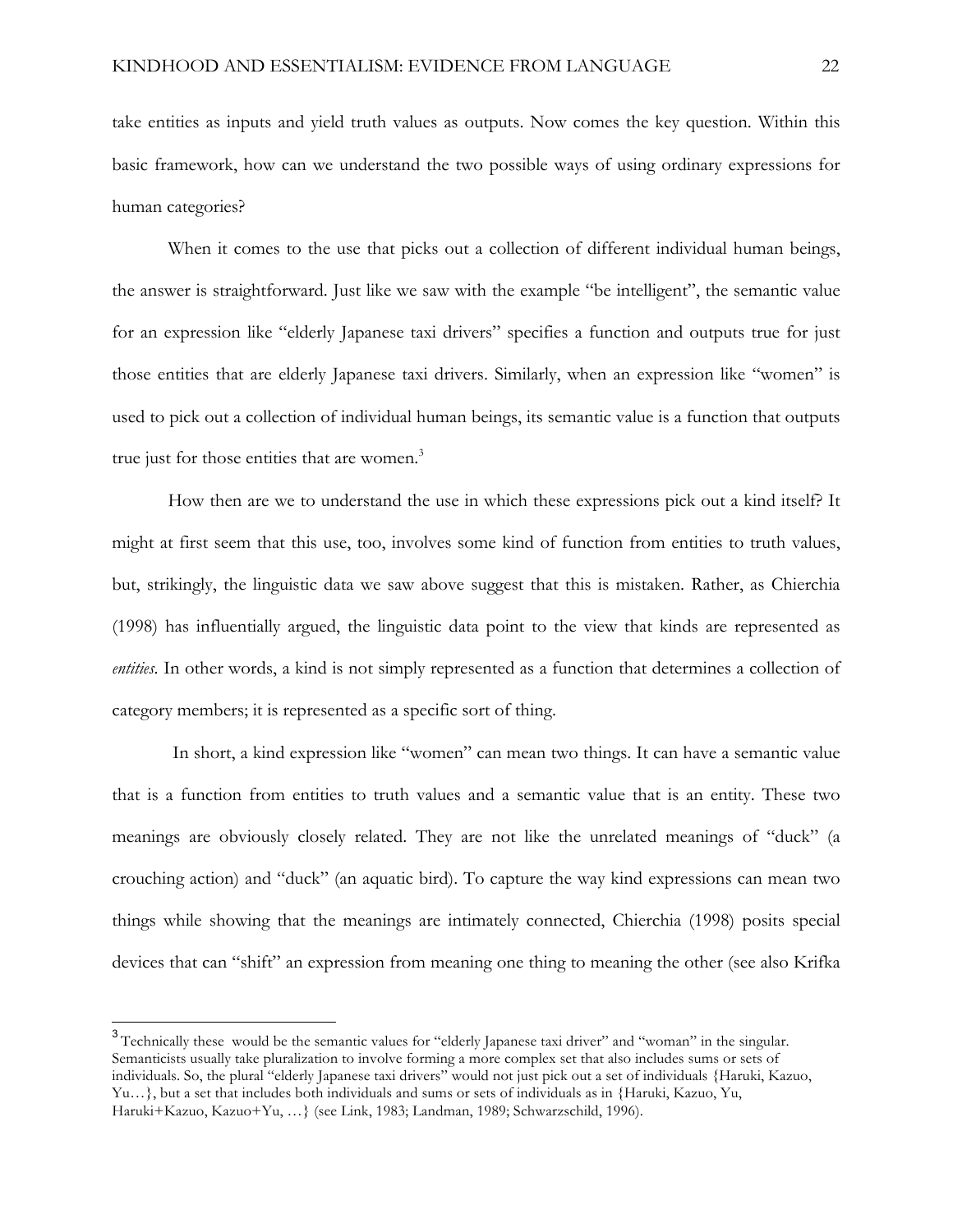take entities as inputs and yield truth values as outputs. Now comes the key question. Within this basic framework, how can we understand the two possible ways of using ordinary expressions for human categories?

When it comes to the use that picks out a collection of different individual human beings, the answer is straightforward. Just like we saw with the example "be intelligent", the semantic value for an expression like "elderly Japanese taxi drivers" specifies a function and outputs true for just those entities that are elderly Japanese taxi drivers. Similarly, when an expression like "women" is used to pick out a collection of individual human beings, its semantic value is a function that outputs true just for those entities that are women.[3]

How then are we to understand the use in which these expressions pick out a kind itself? It might at first seem that this use, too, involves some kind of function from entities to truth values, but, strikingly, the linguistic data we saw above suggest that this is mistaken. Rather, as Chierchia (1998) has influentially argued, the linguistic data point to the view that kinds are represented as *entities*. In other words, a kind is not simply represented as a function that determines a collection of category members; it is represented as a specific sort of thing.

In short, a kind expression like "women" can mean two things. It can have a semantic value that is a function from entities to truth values and a semantic value that is an entity. These two meanings are obviously closely related. They are not like the unrelated meanings of "duck" (a crouching action) and "duck" (an aquatic bird). To capture the way kind expressions can mean two things while showing that the meanings are intimately connected, Chierchia (1998) posits special devices that can "shift" an expression from meaning one thing to meaning the other (see also Krifka

---

[3] Technically these would be the semantic values for "elderly Japanese taxi driver" and "woman" in the singular. Semanticists usually take pluralization to involve forming a more complex set that also includes sums or sets of individuals. So, the plural "elderly Japanese taxi drivers" would not just pick out a set of individuals {Haruki, Kazuo, Yu…}, but a set that includes both individuals and sums or sets of individuals as in {Haruki, Kazuo, Yu, Haruki+Kazuo, Kazuo+Yu, …} (see Link, 1983; Landman, 1989; Schwarzschild, 1996).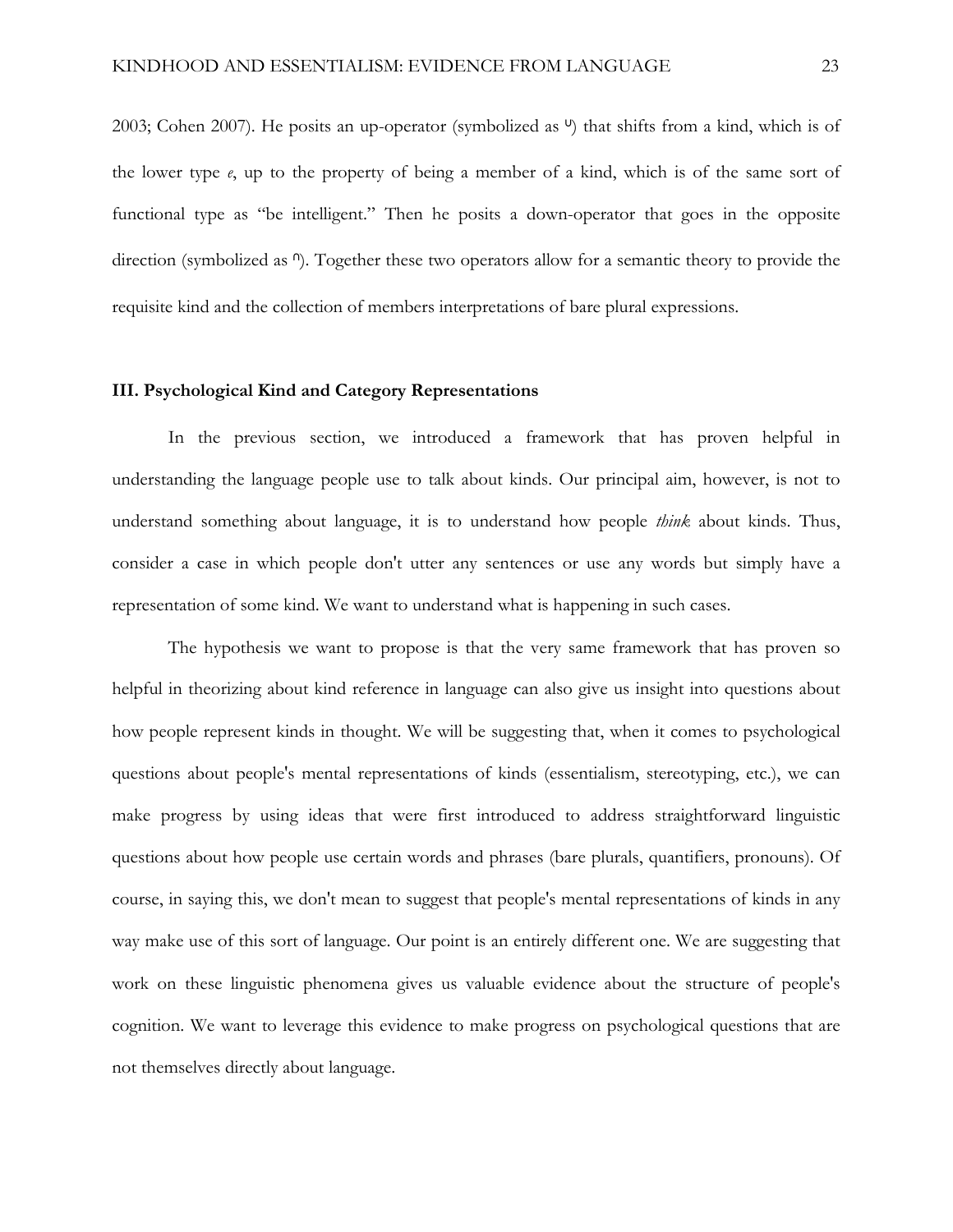2003; Cohen 2007). He posits an up-operator (symbolized as $^{\cup}$) that shifts from a kind, which is of the lower type *e*, up to the property of being a member of a kind, which is of the same sort of functional type as "be intelligent." Then he posits a down-operator that goes in the opposite direction (symbolized as $^{\cap}$). Together these two operators allow for a semantic theory to provide the requisite kind and the collection of members interpretations of bare plural expressions.

### III. Psychological Kind and Category Representations

In the previous section, we introduced a framework that has proven helpful in understanding the language people use to talk about kinds. Our principal aim, however, is not to understand something about language, it is to understand how people *think* about kinds. Thus, consider a case in which people don't utter any sentences or use any words but simply have a representation of some kind. We want to understand what is happening in such cases.

The hypothesis we want to propose is that the very same framework that has proven so helpful in theorizing about kind reference in language can also give us insight into questions about how people represent kinds in thought. We will be suggesting that, when it comes to psychological questions about people's mental representations of kinds (essentialism, stereotyping, etc.), we can make progress by using ideas that were first introduced to address straightforward linguistic questions about how people use certain words and phrases (bare plurals, quantifiers, pronouns). Of course, in saying this, we don't mean to suggest that people's mental representations of kinds in any way make use of this sort of language. Our point is an entirely different one. We are suggesting that work on these linguistic phenomena gives us valuable evidence about the structure of people's cognition. We want to leverage this evidence to make progress on psychological questions that are not themselves directly about language.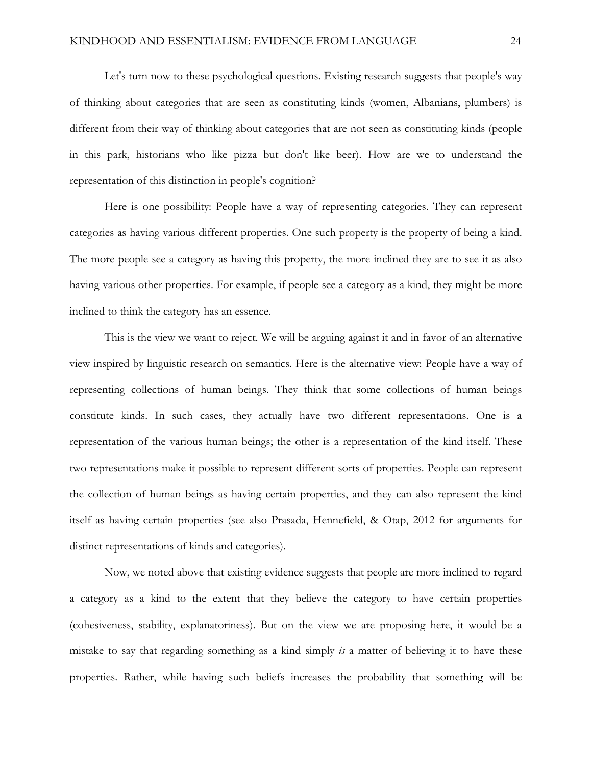Let's turn now to these psychological questions. Existing research suggests that people's way of thinking about categories that are seen as constituting kinds (women, Albanians, plumbers) is different from their way of thinking about categories that are not seen as constituting kinds (people in this park, historians who like pizza but don't like beer). How are we to understand the representation of this distinction in people's cognition?

Here is one possibility: People have a way of representing categories. They can represent categories as having various different properties. One such property is the property of being a kind. The more people see a category as having this property, the more inclined they are to see it as also having various other properties. For example, if people see a category as a kind, they might be more inclined to think the category has an essence.

This is the view we want to reject. We will be arguing against it and in favor of an alternative view inspired by linguistic research on semantics. Here is the alternative view: People have a way of representing collections of human beings. They think that some collections of human beings constitute kinds. In such cases, they actually have two different representations. One is a representation of the various human beings; the other is a representation of the kind itself. These two representations make it possible to represent different sorts of properties. People can represent the collection of human beings as having certain properties, and they can also represent the kind itself as having certain properties (see also Prasada, Hennefield, & Otap, 2012 for arguments for distinct representations of kinds and categories).

Now, we noted above that existing evidence suggests that people are more inclined to regard a category as a kind to the extent that they believe the category to have certain properties (cohesiveness, stability, explanatoriness). But on the view we are proposing here, it would be a mistake to say that regarding something as a kind simply *is* a matter of believing it to have these properties. Rather, while having such beliefs increases the probability that something will be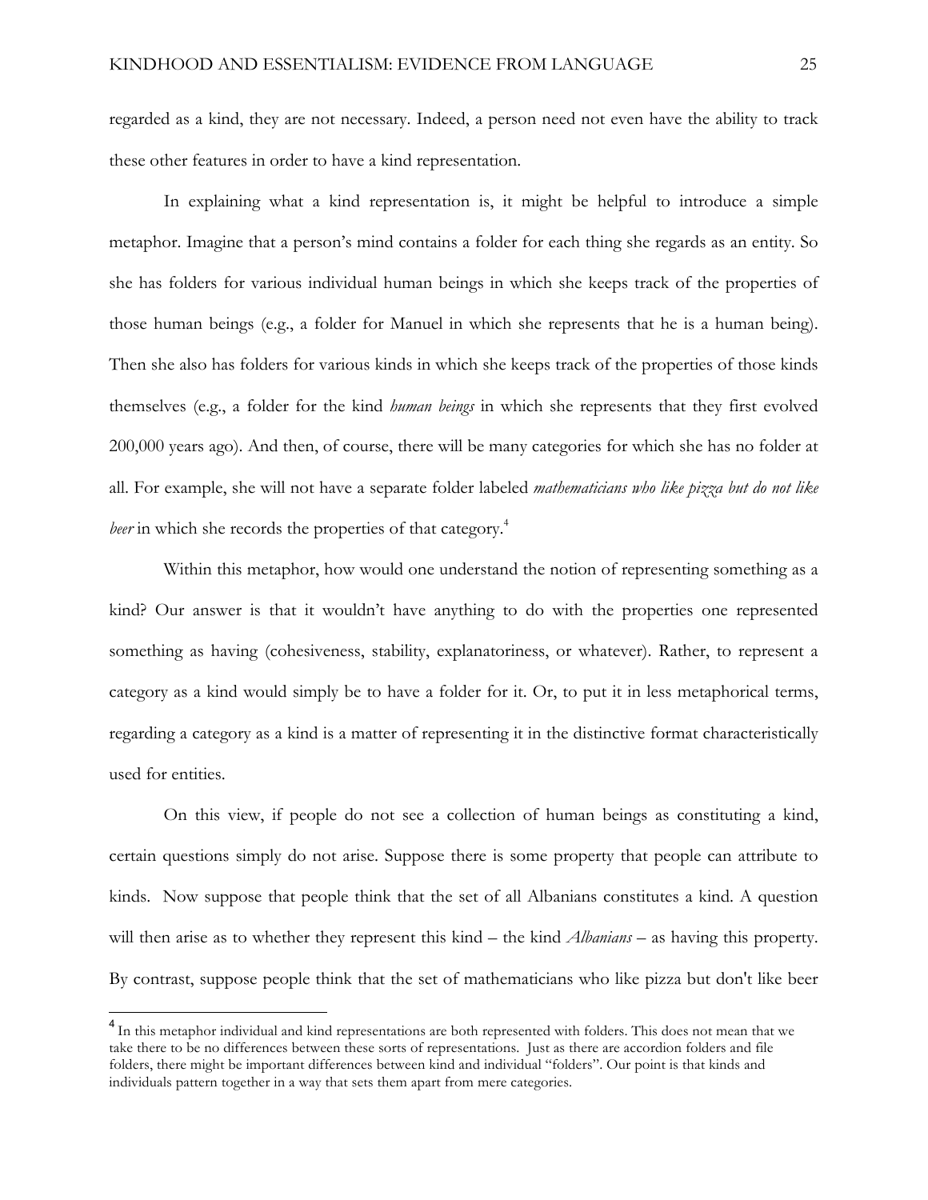regarded as a kind, they are not necessary. Indeed, a person need not even have the ability to track these other features in order to have a kind representation.

In explaining what a kind representation is, it might be helpful to introduce a simple metaphor. Imagine that a person's mind contains a folder for each thing she regards as an entity. So she has folders for various individual human beings in which she keeps track of the properties of those human beings (e.g., a folder for Manuel in which she represents that he is a human being). Then she also has folders for various kinds in which she keeps track of the properties of those kinds themselves (e.g., a folder for the kind *human beings* in which she represents that they first evolved 200,000 years ago). And then, of course, there will be many categories for which she has no folder at all. For example, she will not have a separate folder labeled *mathematicians who like pizza but do not like beer* in which she records the properties of that category.[4]

Within this metaphor, how would one understand the notion of representing something as a kind? Our answer is that it wouldn't have anything to do with the properties one represented something as having (cohesiveness, stability, explanatoriness, or whatever). Rather, to represent a category as a kind would simply be to have a folder for it. Or, to put it in less metaphorical terms, regarding a category as a kind is a matter of representing it in the distinctive format characteristically used for entities.

On this view, if people do not see a collection of human beings as constituting a kind, certain questions simply do not arise. Suppose there is some property that people can attribute to kinds. Now suppose that people think that the set of all Albanians constitutes a kind. A question will then arise as to whether they represent this kind – the kind *Albanians* – as having this property. By contrast, suppose people think that the set of mathematicians who like pizza but don't like beer

---

[4] In this metaphor individual and kind representations are both represented with folders. This does not mean that we take there to be no differences between these sorts of representations. Just as there are accordion folders and file folders, there might be important differences between kind and individual "folders". Our point is that kinds and individuals pattern together in a way that sets them apart from mere categories.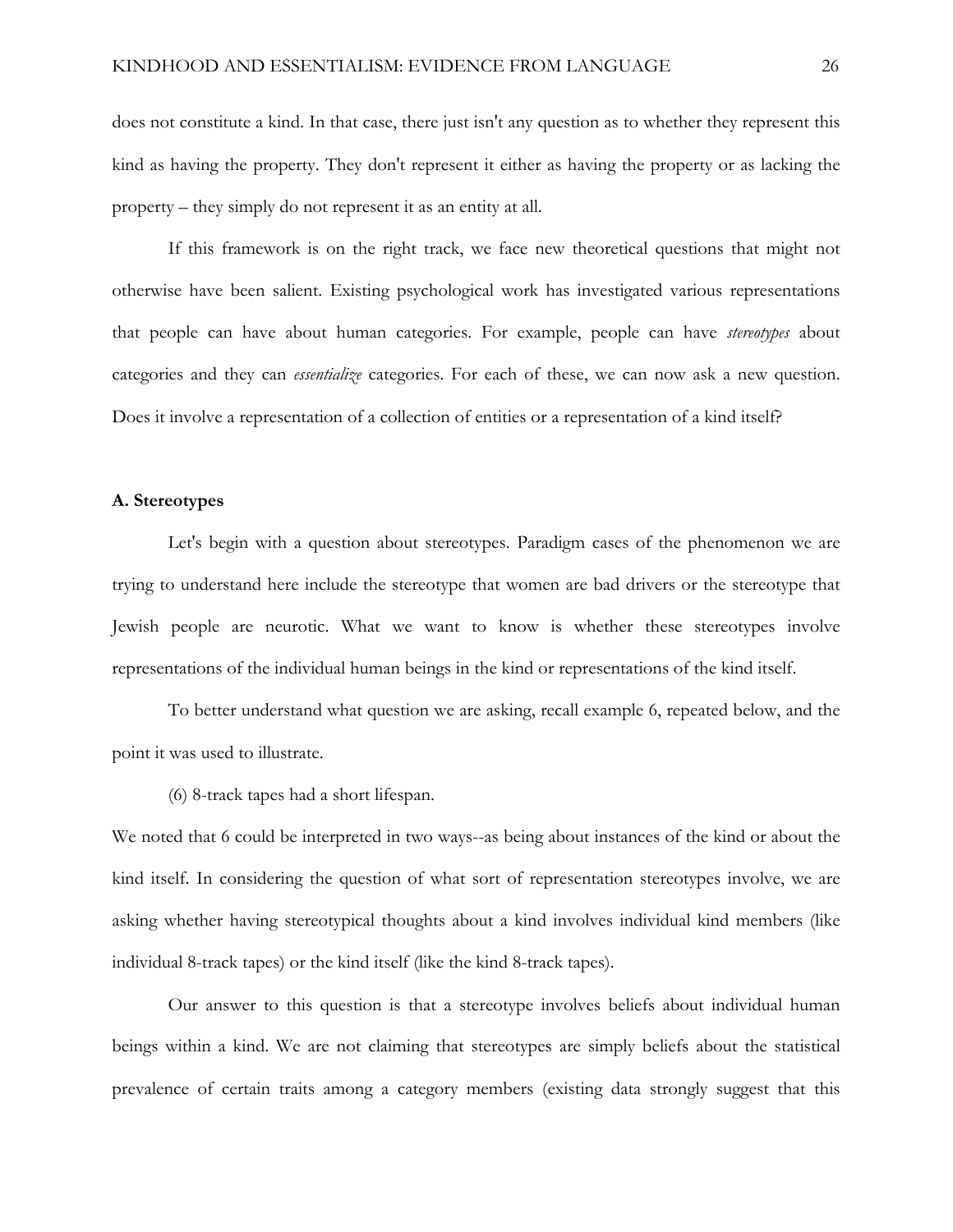does not constitute a kind. In that case, there just isn't any question as to whether they represent this kind as having the property. They don't represent it either as having the property or as lacking the property – they simply do not represent it as an entity at all.

If this framework is on the right track, we face new theoretical questions that might not otherwise have been salient. Existing psychological work has investigated various representations that people can have about human categories. For example, people can have *stereotypes* about categories and they can *essentialize* categories. For each of these, we can now ask a new question. Does it involve a representation of a collection of entities or a representation of a kind itself?

### A. Stereotypes

Let's begin with a question about stereotypes. Paradigm cases of the phenomenon we are trying to understand here include the stereotype that women are bad drivers or the stereotype that Jewish people are neurotic. What we want to know is whether these stereotypes involve representations of the individual human beings in the kind or representations of the kind itself.

To better understand what question we are asking, recall example 6, repeated below, and the point it was used to illustrate.

(6) 8-track tapes had a short lifespan.

We noted that 6 could be interpreted in two ways--as being about instances of the kind or about the kind itself. In considering the question of what sort of representation stereotypes involve, we are asking whether having stereotypical thoughts about a kind involves individual kind members (like individual 8-track tapes) or the kind itself (like the kind 8-track tapes).

Our answer to this question is that a stereotype involves beliefs about individual human beings within a kind. We are not claiming that stereotypes are simply beliefs about the statistical prevalence of certain traits among a category members (existing data strongly suggest that this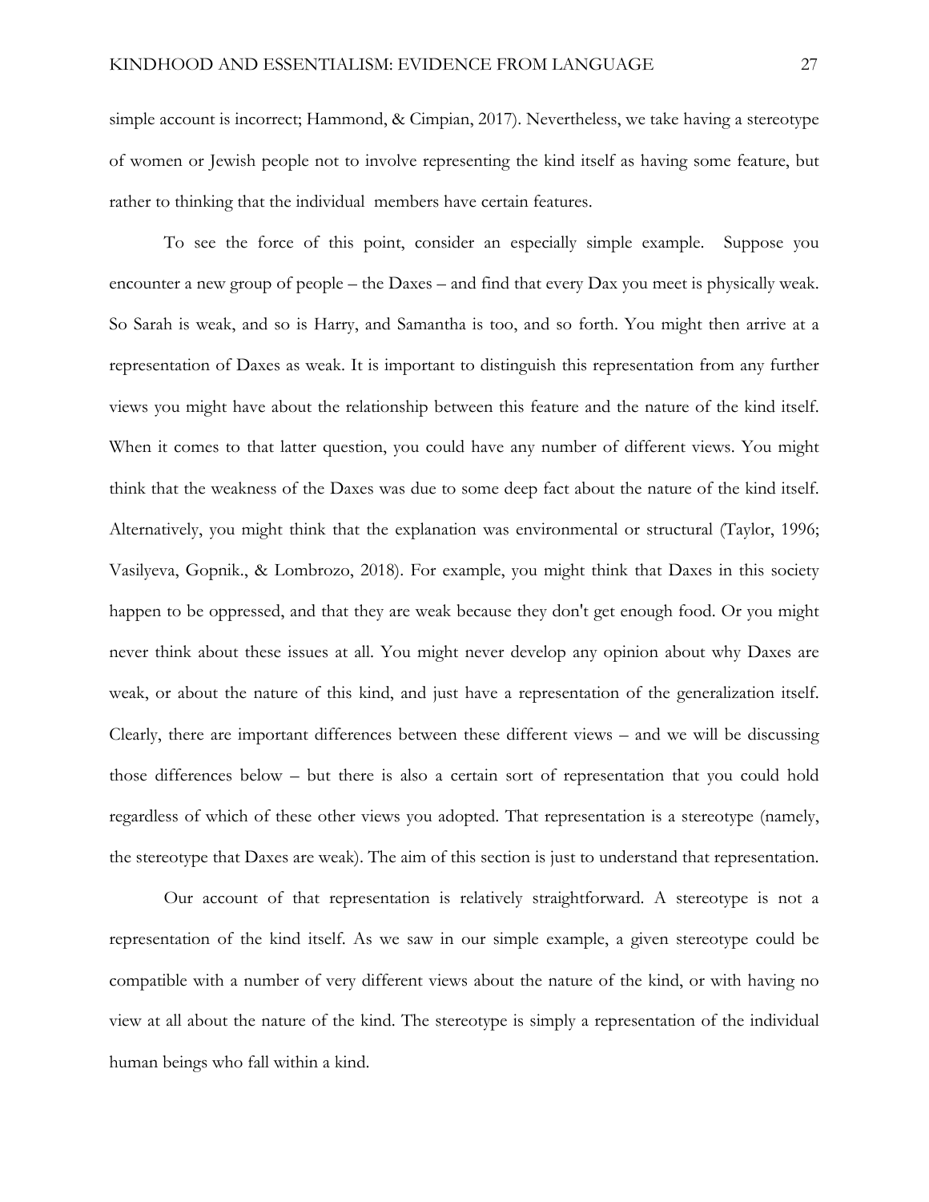simple account is incorrect; Hammond, & Cimpian, 2017). Nevertheless, we take having a stereotype of women or Jewish people not to involve representing the kind itself as having some feature, but rather to thinking that the individual members have certain features.

To see the force of this point, consider an especially simple example. Suppose you encounter a new group of people – the Daxes – and find that every Dax you meet is physically weak. So Sarah is weak, and so is Harry, and Samantha is too, and so forth. You might then arrive at a representation of Daxes as weak. It is important to distinguish this representation from any further views you might have about the relationship between this feature and the nature of the kind itself. When it comes to that latter question, you could have any number of different views. You might think that the weakness of the Daxes was due to some deep fact about the nature of the kind itself. Alternatively, you might think that the explanation was environmental or structural (Taylor, 1996; Vasilyeva, Gopnik., & Lombrozo, 2018). For example, you might think that Daxes in this society happen to be oppressed, and that they are weak because they don't get enough food. Or you might never think about these issues at all. You might never develop any opinion about why Daxes are weak, or about the nature of this kind, and just have a representation of the generalization itself. Clearly, there are important differences between these different views – and we will be discussing those differences below – but there is also a certain sort of representation that you could hold regardless of which of these other views you adopted. That representation is a stereotype (namely, the stereotype that Daxes are weak). The aim of this section is just to understand that representation.

Our account of that representation is relatively straightforward. A stereotype is not a representation of the kind itself. As we saw in our simple example, a given stereotype could be compatible with a number of very different views about the nature of the kind, or with having no view at all about the nature of the kind. The stereotype is simply a representation of the individual human beings who fall within a kind.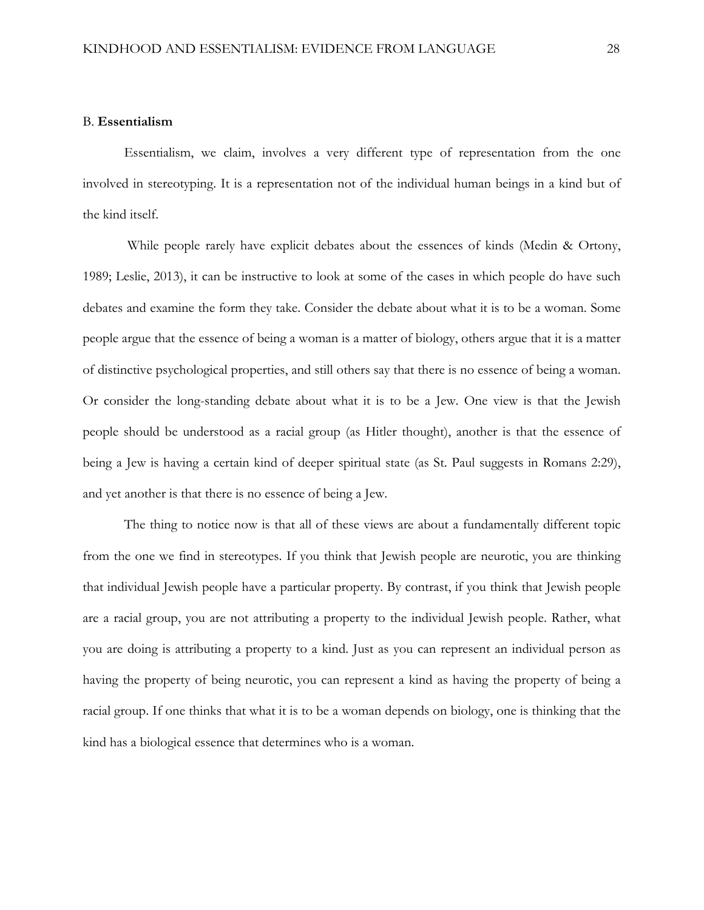B. **Essentialism**

Essentialism, we claim, involves a very different type of representation from the one involved in stereotyping. It is a representation not of the individual human beings in a kind but of the kind itself.

While people rarely have explicit debates about the essences of kinds (Medin & Ortony, 1989; Leslie, 2013), it can be instructive to look at some of the cases in which people do have such debates and examine the form they take. Consider the debate about what it is to be a woman. Some people argue that the essence of being a woman is a matter of biology, others argue that it is a matter of distinctive psychological properties, and still others say that there is no essence of being a woman. Or consider the long-standing debate about what it is to be a Jew. One view is that the Jewish people should be understood as a racial group (as Hitler thought), another is that the essence of being a Jew is having a certain kind of deeper spiritual state (as St. Paul suggests in Romans 2:29), and yet another is that there is no essence of being a Jew.

The thing to notice now is that all of these views are about a fundamentally different topic from the one we find in stereotypes. If you think that Jewish people are neurotic, you are thinking that individual Jewish people have a particular property. By contrast, if you think that Jewish people are a racial group, you are not attributing a property to the individual Jewish people. Rather, what you are doing is attributing a property to a kind. Just as you can represent an individual person as having the property of being neurotic, you can represent a kind as having the property of being a racial group. If one thinks that what it is to be a woman depends on biology, one is thinking that the kind has a biological essence that determines who is a woman.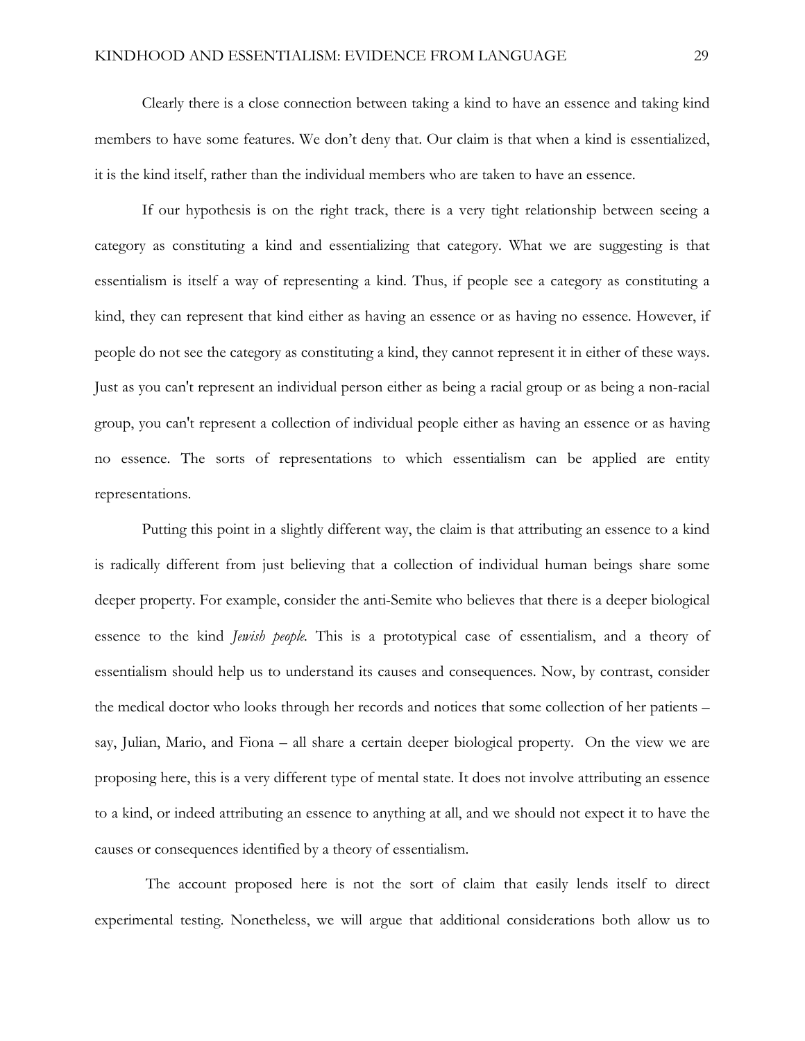Clearly there is a close connection between taking a kind to have an essence and taking kind members to have some features. We don't deny that. Our claim is that when a kind is essentialized, it is the kind itself, rather than the individual members who are taken to have an essence.

If our hypothesis is on the right track, there is a very tight relationship between seeing a category as constituting a kind and essentializing that category. What we are suggesting is that essentialism is itself a way of representing a kind. Thus, if people see a category as constituting a kind, they can represent that kind either as having an essence or as having no essence. However, if people do not see the category as constituting a kind, they cannot represent it in either of these ways. Just as you can't represent an individual person either as being a racial group or as being a non-racial group, you can't represent a collection of individual people either as having an essence or as having no essence. The sorts of representations to which essentialism can be applied are entity representations.

Putting this point in a slightly different way, the claim is that attributing an essence to a kind is radically different from just believing that a collection of individual human beings share some deeper property. For example, consider the anti-Semite who believes that there is a deeper biological essence to the kind *Jewish people.* This is a prototypical case of essentialism, and a theory of essentialism should help us to understand its causes and consequences. Now, by contrast, consider the medical doctor who looks through her records and notices that some collection of her patients – say, Julian, Mario, and Fiona – all share a certain deeper biological property. On the view we are proposing here, this is a very different type of mental state. It does not involve attributing an essence to a kind, or indeed attributing an essence to anything at all, and we should not expect it to have the causes or consequences identified by a theory of essentialism.

The account proposed here is not the sort of claim that easily lends itself to direct experimental testing. Nonetheless, we will argue that additional considerations both allow us to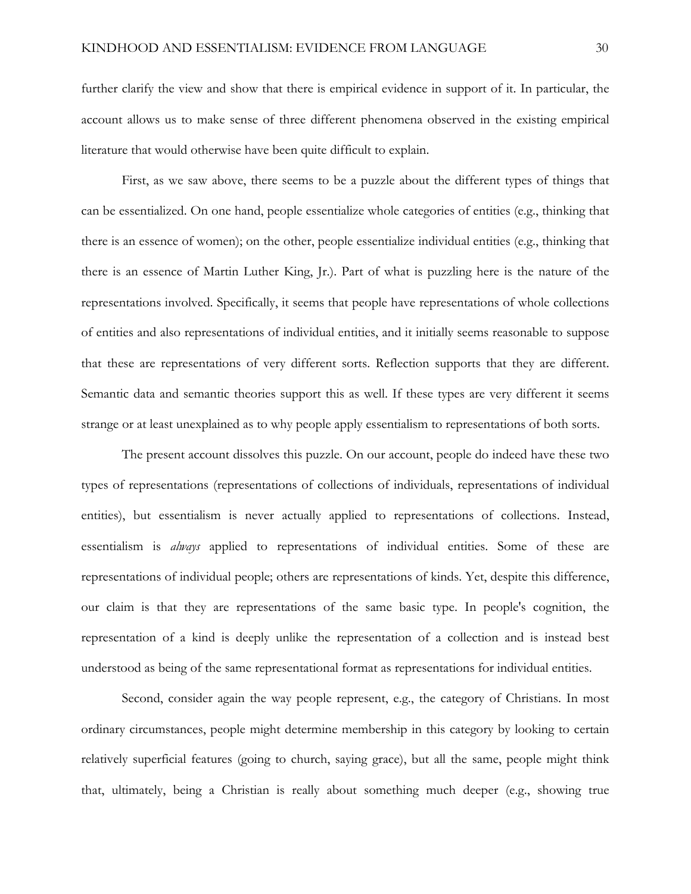further clarify the view and show that there is empirical evidence in support of it. In particular, the account allows us to make sense of three different phenomena observed in the existing empirical literature that would otherwise have been quite difficult to explain.

First, as we saw above, there seems to be a puzzle about the different types of things that can be essentialized. On one hand, people essentialize whole categories of entities (e.g., thinking that there is an essence of women); on the other, people essentialize individual entities (e.g., thinking that there is an essence of Martin Luther King, Jr.). Part of what is puzzling here is the nature of the representations involved. Specifically, it seems that people have representations of whole collections of entities and also representations of individual entities, and it initially seems reasonable to suppose that these are representations of very different sorts. Reflection supports that they are different. Semantic data and semantic theories support this as well. If these types are very different it seems strange or at least unexplained as to why people apply essentialism to representations of both sorts.

The present account dissolves this puzzle. On our account, people do indeed have these two types of representations (representations of collections of individuals, representations of individual entities), but essentialism is never actually applied to representations of collections. Instead, essentialism is *always* applied to representations of individual entities. Some of these are representations of individual people; others are representations of kinds. Yet, despite this difference, our claim is that they are representations of the same basic type. In people's cognition, the representation of a kind is deeply unlike the representation of a collection and is instead best understood as being of the same representational format as representations for individual entities.

Second, consider again the way people represent, e.g., the category of Christians. In most ordinary circumstances, people might determine membership in this category by looking to certain relatively superficial features (going to church, saying grace), but all the same, people might think that, ultimately, being a Christian is really about something much deeper (e.g., showing true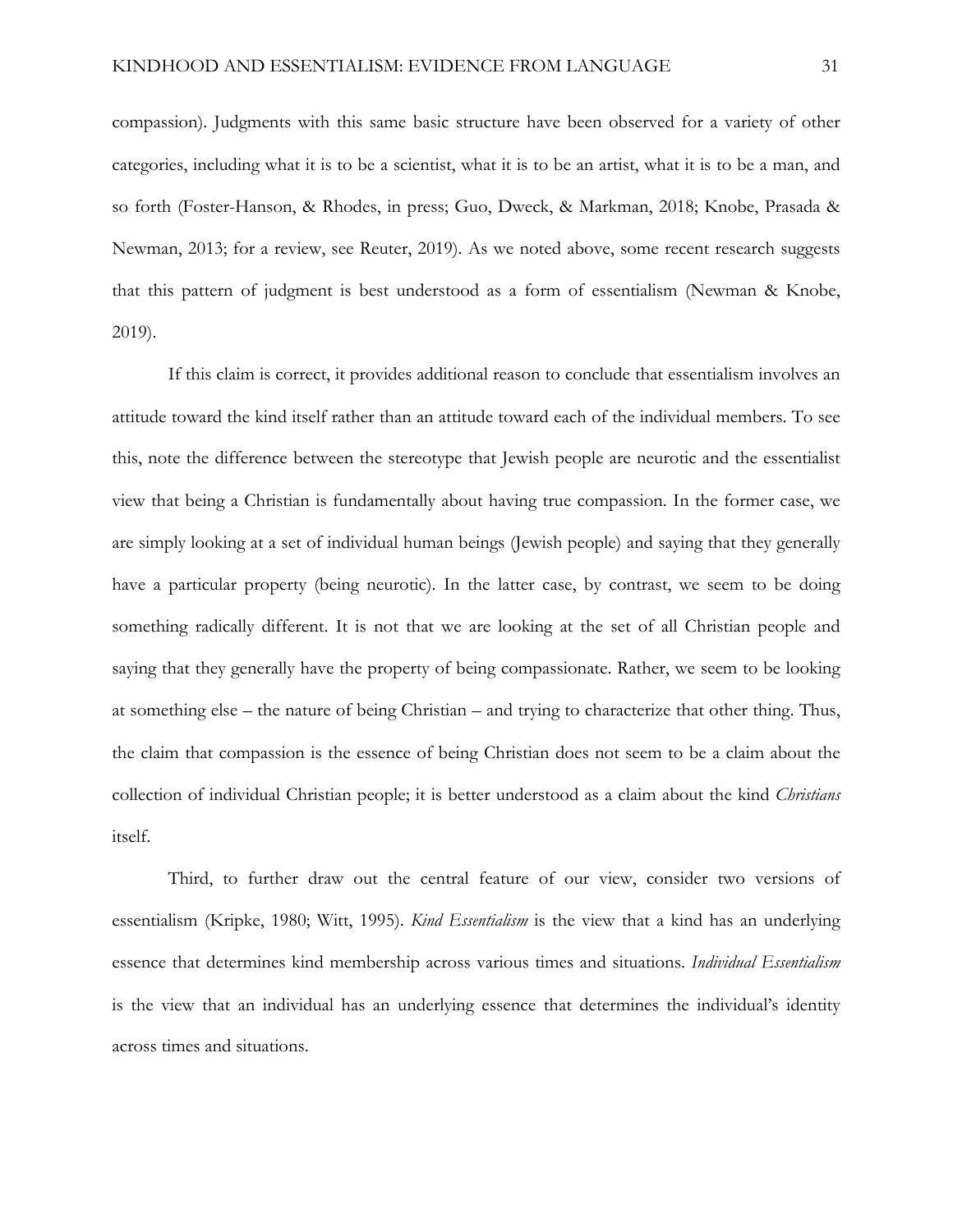compassion). Judgments with this same basic structure have been observed for a variety of other categories, including what it is to be a scientist, what it is to be an artist, what it is to be a man, and so forth (Foster-Hanson, & Rhodes, in press; Guo, Dweck, & Markman, 2018; Knobe, Prasada & Newman, 2013; for a review, see Reuter, 2019). As we noted above, some recent research suggests that this pattern of judgment is best understood as a form of essentialism (Newman & Knobe, 2019).

If this claim is correct, it provides additional reason to conclude that essentialism involves an attitude toward the kind itself rather than an attitude toward each of the individual members. To see this, note the difference between the stereotype that Jewish people are neurotic and the essentialist view that being a Christian is fundamentally about having true compassion. In the former case, we are simply looking at a set of individual human beings (Jewish people) and saying that they generally have a particular property (being neurotic). In the latter case, by contrast, we seem to be doing something radically different. It is not that we are looking at the set of all Christian people and saying that they generally have the property of being compassionate. Rather, we seem to be looking at something else – the nature of being Christian – and trying to characterize that other thing. Thus, the claim that compassion is the essence of being Christian does not seem to be a claim about the collection of individual Christian people; it is better understood as a claim about the kind *Christians* itself.

Third, to further draw out the central feature of our view, consider two versions of essentialism (Kripke, 1980; Witt, 1995). *Kind Essentialism* is the view that a kind has an underlying essence that determines kind membership across various times and situations. *Individual Essentialism* is the view that an individual has an underlying essence that determines the individual's identity across times and situations.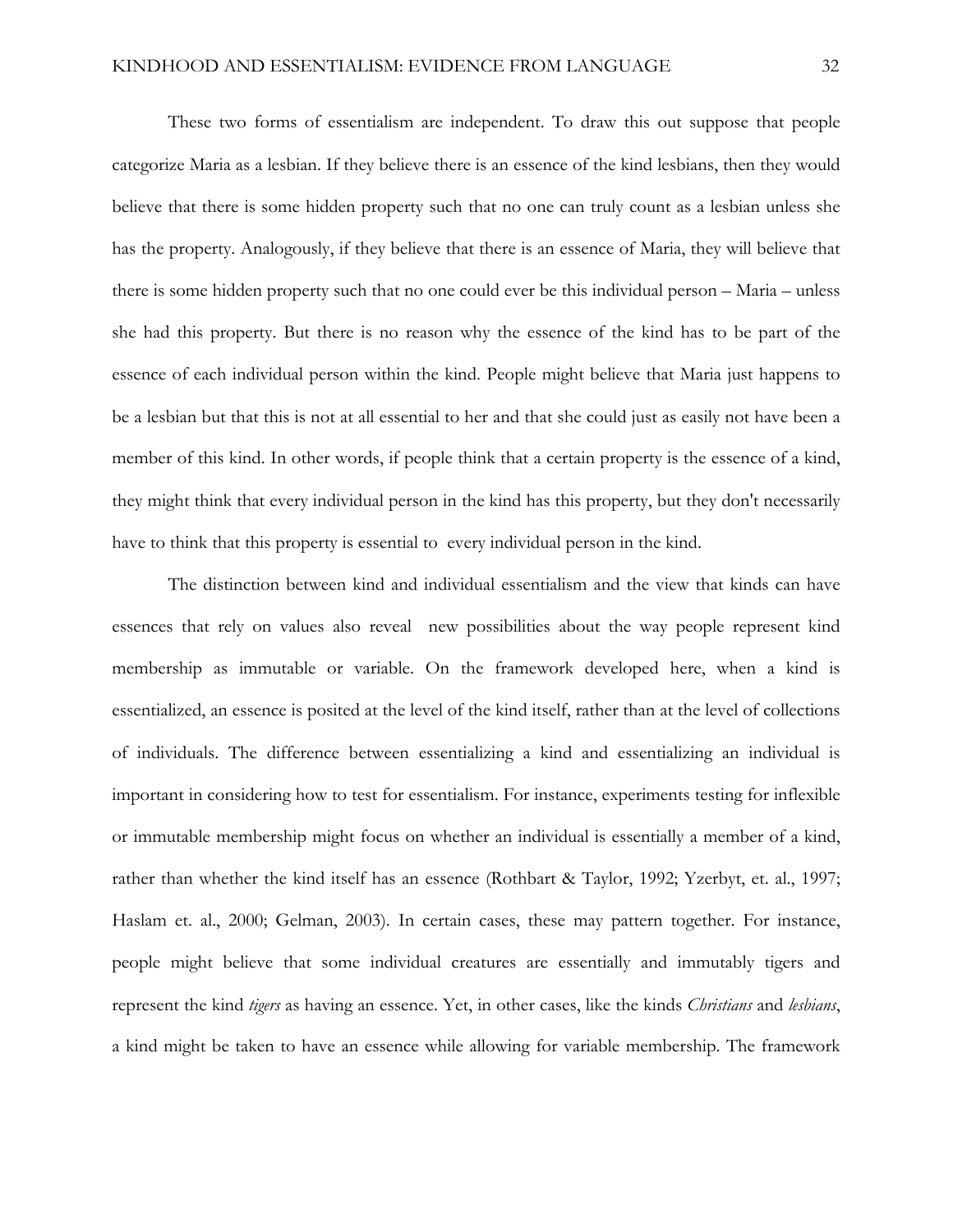These two forms of essentialism are independent. To draw this out suppose that people categorize Maria as a lesbian. If they believe there is an essence of the kind lesbians, then they would believe that there is some hidden property such that no one can truly count as a lesbian unless she has the property. Analogously, if they believe that there is an essence of Maria, they will believe that there is some hidden property such that no one could ever be this individual person – Maria – unless she had this property. But there is no reason why the essence of the kind has to be part of the essence of each individual person within the kind. People might believe that Maria just happens to be a lesbian but that this is not at all essential to her and that she could just as easily not have been a member of this kind. In other words, if people think that a certain property is the essence of a kind, they might think that every individual person in the kind has this property, but they don't necessarily have to think that this property is essential to every individual person in the kind.

The distinction between kind and individual essentialism and the view that kinds can have essences that rely on values also reveal new possibilities about the way people represent kind membership as immutable or variable. On the framework developed here, when a kind is essentialized, an essence is posited at the level of the kind itself, rather than at the level of collections of individuals. The difference between essentializing a kind and essentializing an individual is important in considering how to test for essentialism. For instance, experiments testing for inflexible or immutable membership might focus on whether an individual is essentially a member of a kind, rather than whether the kind itself has an essence (Rothbart & Taylor, 1992; Yzerbyt, et. al., 1997; Haslam et. al., 2000; Gelman, 2003). In certain cases, these may pattern together. For instance, people might believe that some individual creatures are essentially and immutably tigers and represent the kind *tigers* as having an essence. Yet, in other cases, like the kinds *Christians* and *lesbians*, a kind might be taken to have an essence while allowing for variable membership. The framework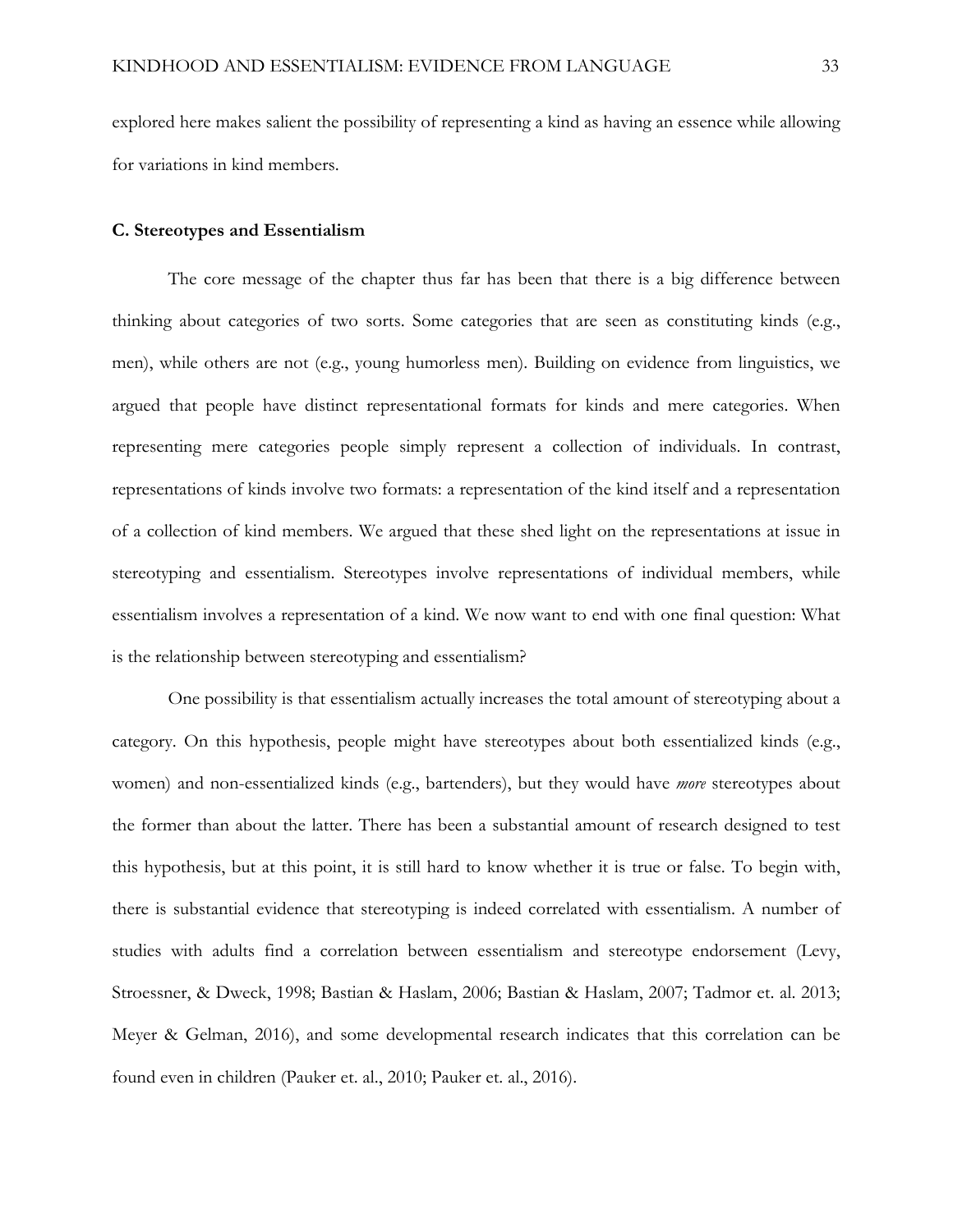explored here makes salient the possibility of representing a kind as having an essence while allowing for variations in kind members.

### C. Stereotypes and Essentialism

The core message of the chapter thus far has been that there is a big difference between thinking about categories of two sorts. Some categories that are seen as constituting kinds (e.g., men), while others are not (e.g., young humorless men). Building on evidence from linguistics, we argued that people have distinct representational formats for kinds and mere categories. When representing mere categories people simply represent a collection of individuals. In contrast, representations of kinds involve two formats: a representation of the kind itself and a representation of a collection of kind members. We argued that these shed light on the representations at issue in stereotyping and essentialism. Stereotypes involve representations of individual members, while essentialism involves a representation of a kind. We now want to end with one final question: What is the relationship between stereotyping and essentialism?

One possibility is that essentialism actually increases the total amount of stereotyping about a category. On this hypothesis, people might have stereotypes about both essentialized kinds (e.g., women) and non-essentialized kinds (e.g., bartenders), but they would have *more* stereotypes about the former than about the latter. There has been a substantial amount of research designed to test this hypothesis, but at this point, it is still hard to know whether it is true or false. To begin with, there is substantial evidence that stereotyping is indeed correlated with essentialism. A number of studies with adults find a correlation between essentialism and stereotype endorsement (Levy, Stroessner, & Dweck, 1998; Bastian & Haslam, 2006; Bastian & Haslam, 2007; Tadmor et. al. 2013; Meyer & Gelman, 2016), and some developmental research indicates that this correlation can be found even in children (Pauker et. al., 2010; Pauker et. al., 2016).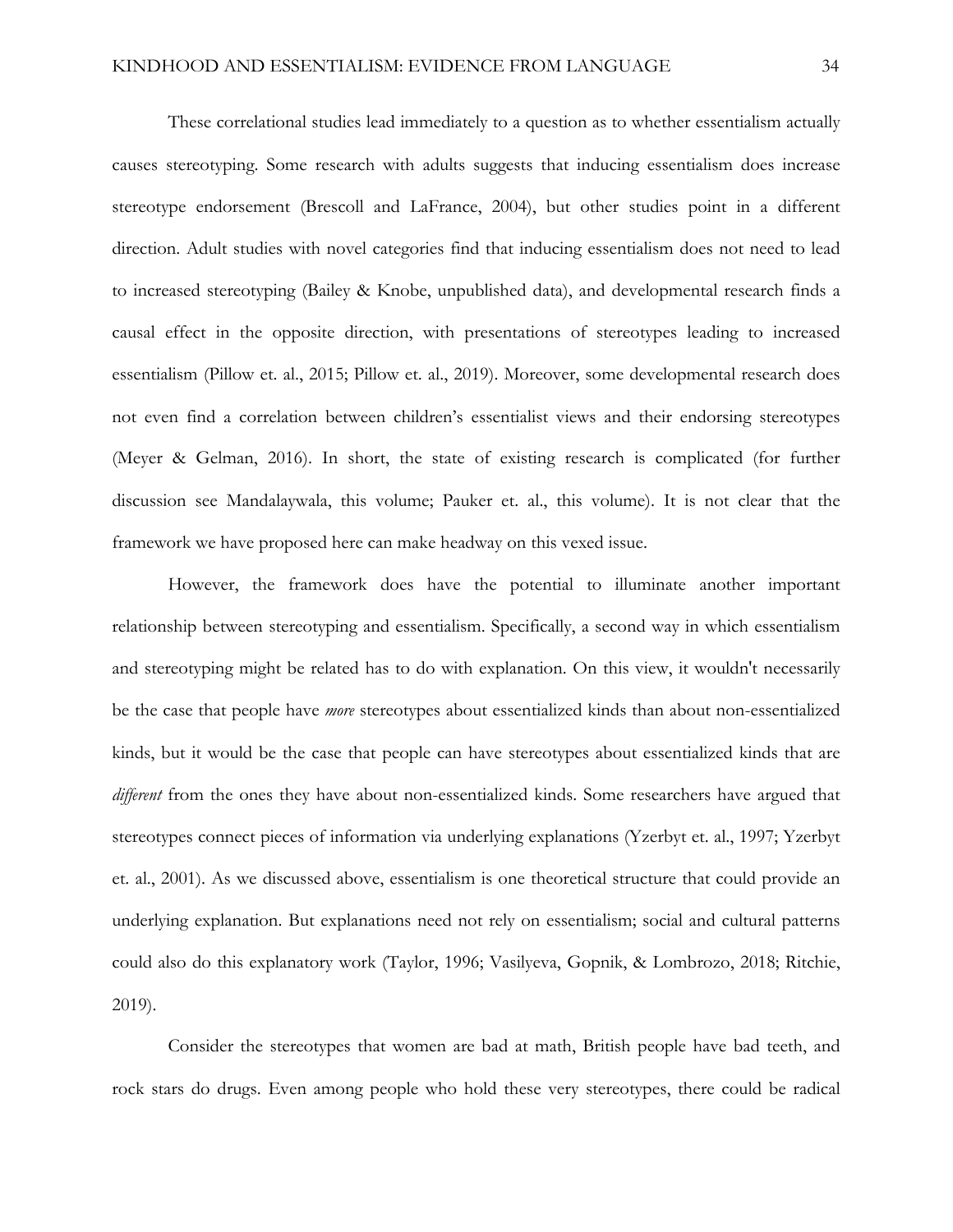These correlational studies lead immediately to a question as to whether essentialism actually causes stereotyping. Some research with adults suggests that inducing essentialism does increase stereotype endorsement (Brescoll and LaFrance, 2004), but other studies point in a different direction. Adult studies with novel categories find that inducing essentialism does not need to lead to increased stereotyping (Bailey & Knobe, unpublished data), and developmental research finds a causal effect in the opposite direction, with presentations of stereotypes leading to increased essentialism (Pillow et. al., 2015; Pillow et. al., 2019). Moreover, some developmental research does not even find a correlation between children's essentialist views and their endorsing stereotypes (Meyer & Gelman, 2016). In short, the state of existing research is complicated (for further discussion see Mandalaywala, this volume; Pauker et. al., this volume). It is not clear that the framework we have proposed here can make headway on this vexed issue.

However, the framework does have the potential to illuminate another important relationship between stereotyping and essentialism. Specifically, a second way in which essentialism and stereotyping might be related has to do with explanation. On this view, it wouldn't necessarily be the case that people have *more* stereotypes about essentialized kinds than about non-essentialized kinds, but it would be the case that people can have stereotypes about essentialized kinds that are *different* from the ones they have about non-essentialized kinds. Some researchers have argued that stereotypes connect pieces of information via underlying explanations (Yzerbyt et. al., 1997; Yzerbyt et. al., 2001). As we discussed above, essentialism is one theoretical structure that could provide an underlying explanation. But explanations need not rely on essentialism; social and cultural patterns could also do this explanatory work (Taylor, 1996; Vasilyeva, Gopnik, & Lombrozo, 2018; Ritchie, 2019).

Consider the stereotypes that women are bad at math, British people have bad teeth, and rock stars do drugs. Even among people who hold these very stereotypes, there could be radical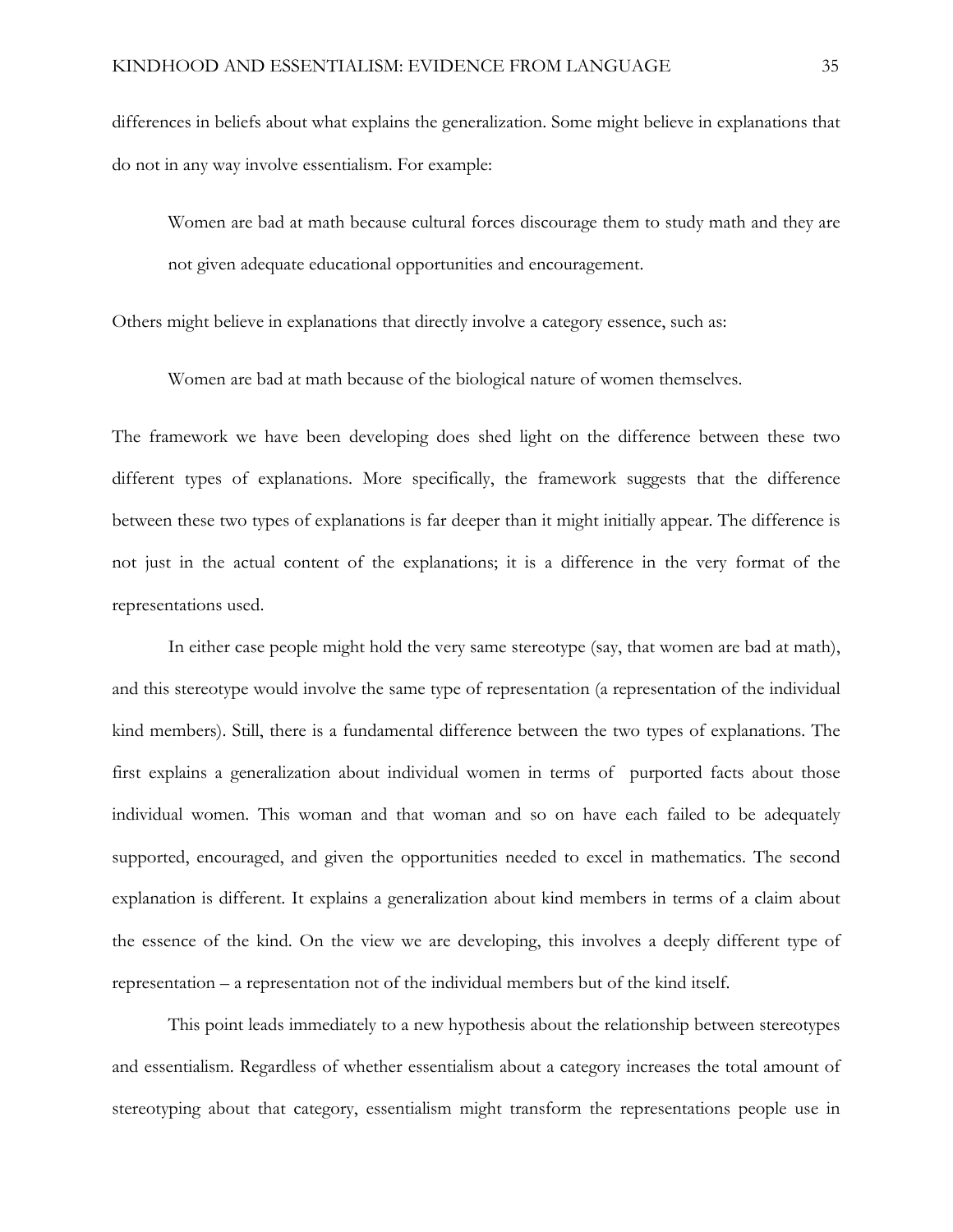differences in beliefs about what explains the generalization. Some might believe in explanations that do not in any way involve essentialism. For example:

> Women are bad at math because cultural forces discourage them to study math and they are not given adequate educational opportunities and encouragement.

Others might believe in explanations that directly involve a category essence, such as:

> Women are bad at math because of the biological nature of women themselves.

The framework we have been developing does shed light on the difference between these two different types of explanations. More specifically, the framework suggests that the difference between these two types of explanations is far deeper than it might initially appear. The difference is not just in the actual content of the explanations; it is a difference in the very format of the representations used.

In either case people might hold the very same stereotype (say, that women are bad at math), and this stereotype would involve the same type of representation (a representation of the individual kind members). Still, there is a fundamental difference between the two types of explanations. The first explains a generalization about individual women in terms of purported facts about those individual women. This woman and that woman and so on have each failed to be adequately supported, encouraged, and given the opportunities needed to excel in mathematics. The second explanation is different. It explains a generalization about kind members in terms of a claim about the essence of the kind. On the view we are developing, this involves a deeply different type of representation – a representation not of the individual members but of the kind itself.

This point leads immediately to a new hypothesis about the relationship between stereotypes and essentialism. Regardless of whether essentialism about a category increases the total amount of stereotyping about that category, essentialism might transform the representations people use in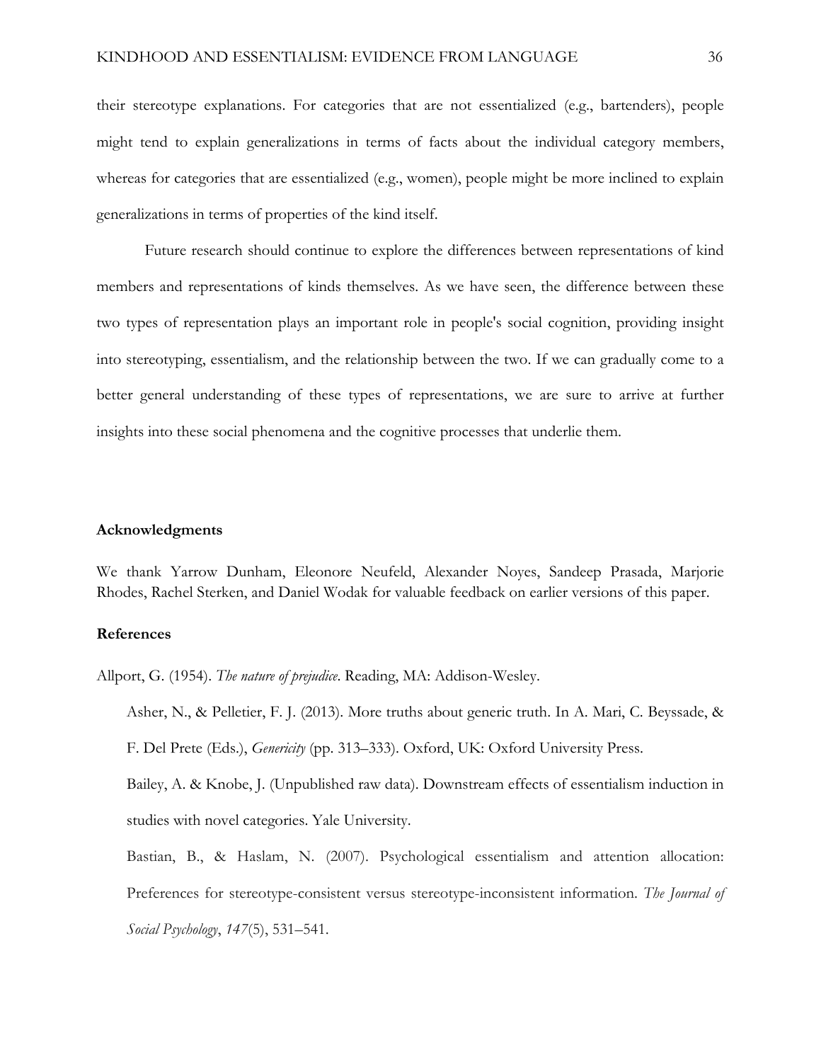their stereotype explanations. For categories that are not essentialized (e.g., bartenders), people might tend to explain generalizations in terms of facts about the individual category members, whereas for categories that are essentialized (e.g., women), people might be more inclined to explain generalizations in terms of properties of the kind itself.

Future research should continue to explore the differences between representations of kind members and representations of kinds themselves. As we have seen, the difference between these two types of representation plays an important role in people's social cognition, providing insight into stereotyping, essentialism, and the relationship between the two. If we can gradually come to a better general understanding of these types of representations, we are sure to arrive at further insights into these social phenomena and the cognitive processes that underlie them.

**Acknowledgments**

We thank Yarrow Dunham, Eleonore Neufeld, Alexander Noyes, Sandeep Prasada, Marjorie Rhodes, Rachel Sterken, and Daniel Wodak for valuable feedback on earlier versions of this paper.

**References**

Allport, G. (1954). *The nature of prejudice*. Reading, MA: Addison-Wesley.

Asher, N., & Pelletier, F. J. (2013). More truths about generic truth. In A. Mari, C. Beyssade, & F. Del Prete (Eds.), *Genericity* (pp. 313–333). Oxford, UK: Oxford University Press.

Bailey, A. & Knobe, J. (Unpublished raw data). Downstream effects of essentialism induction in studies with novel categories. Yale University.

Bastian, B., & Haslam, N. (2007). Psychological essentialism and attention allocation: Preferences for stereotype-consistent versus stereotype-inconsistent information. *The Journal of Social Psychology*, *147*(5), 531–541.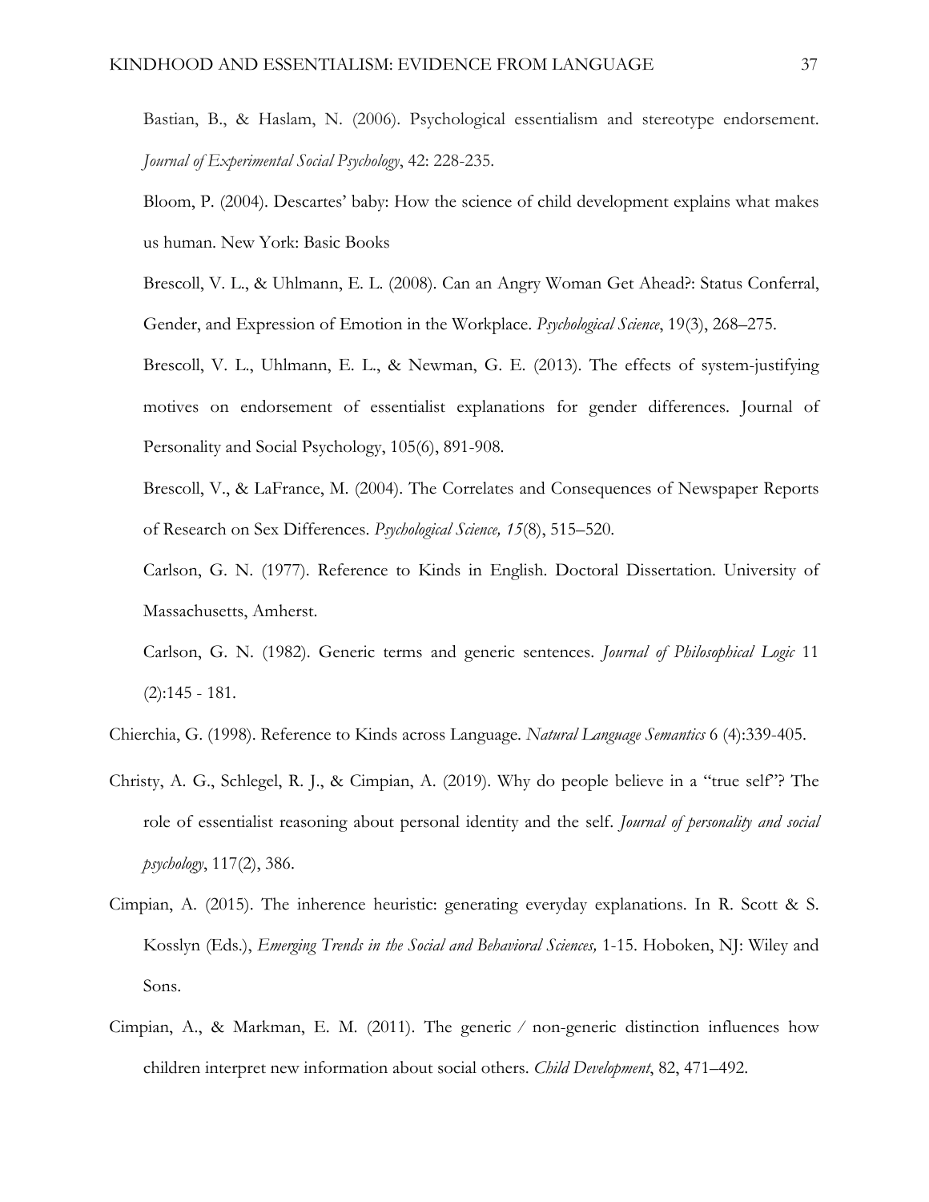Bastian, B., & Haslam, N. (2006). Psychological essentialism and stereotype endorsement. *Journal of Experimental Social Psychology*, 42: 228-235.

Bloom, P. (2004). Descartes' baby: How the science of child development explains what makes us human. New York: Basic Books

Brescoll, V. L., & Uhlmann, E. L. (2008). Can an Angry Woman Get Ahead?: Status Conferral, Gender, and Expression of Emotion in the Workplace. *Psychological Science*, 19(3), 268–275.

Brescoll, V. L., Uhlmann, E. L., & Newman, G. E. (2013). The effects of system-justifying motives on endorsement of essentialist explanations for gender differences. Journal of Personality and Social Psychology, 105(6), 891-908.

Brescoll, V., & LaFrance, M. (2004). The Correlates and Consequences of Newspaper Reports of Research on Sex Differences. *Psychological Science, 15*(8), 515–520.

Carlson, G. N. (1977). Reference to Kinds in English. Doctoral Dissertation. University of Massachusetts, Amherst.

Carlson, G. N. (1982). Generic terms and generic sentences. *Journal of Philosophical Logic* 11 (2):145 - 181.

Chierchia, G. (1998). Reference to Kinds across Language. *Natural Language Semantics* 6 (4):339-405.

Christy, A. G., Schlegel, R. J., & Cimpian, A. (2019). Why do people believe in a "true self"? The role of essentialist reasoning about personal identity and the self. *Journal of personality and social psychology*, 117(2), 386.

Cimpian, A. (2015). The inherence heuristic: generating everyday explanations. In R. Scott & S. Kosslyn (Eds.), *Emerging Trends in the Social and Behavioral Sciences,* 1-15. Hoboken, NJ: Wiley and Sons.

Cimpian, A., & Markman, E. M. (2011). The generic / non-generic distinction influences how children interpret new information about social others. *Child Development*, 82, 471–492.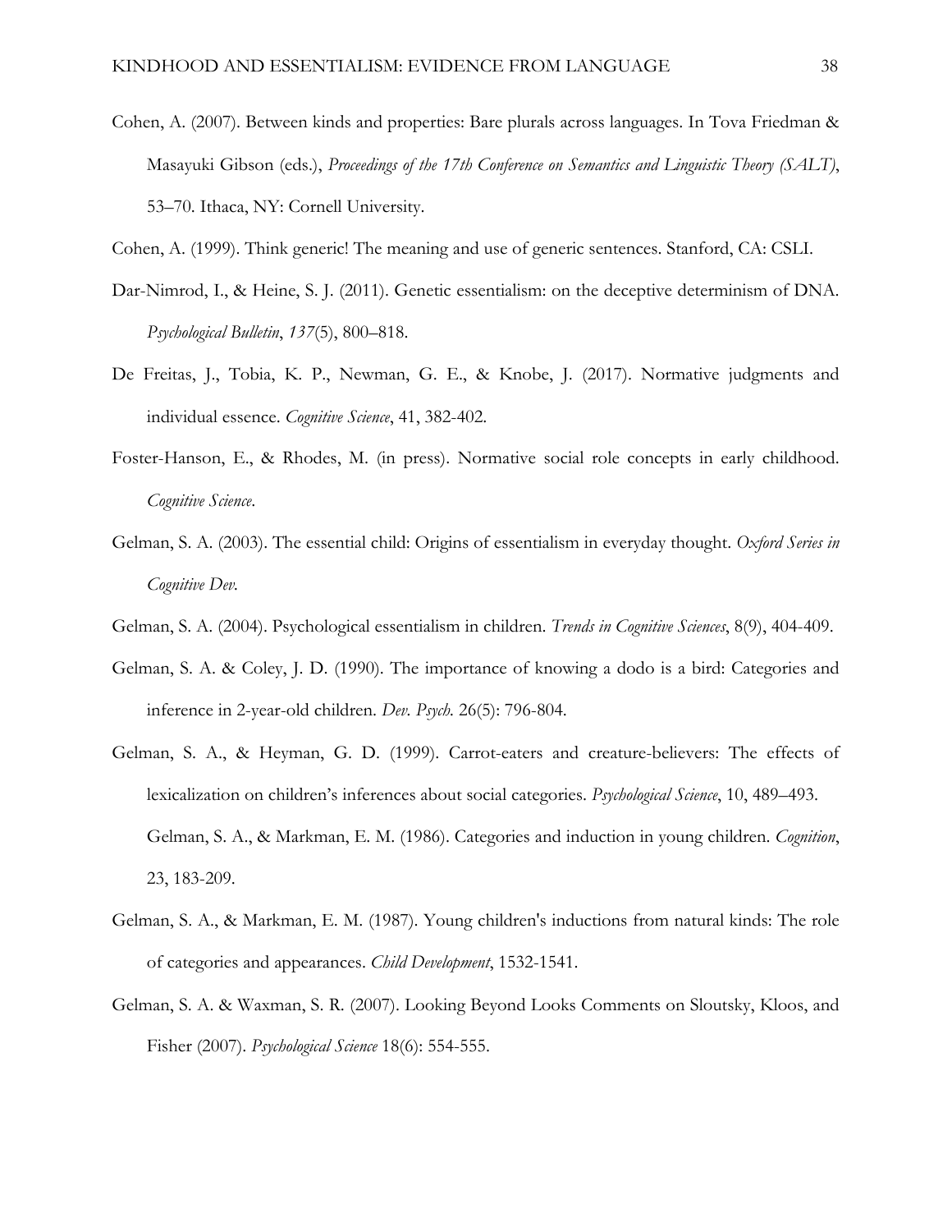Cohen, A. (2007). Between kinds and properties: Bare plurals across languages. In Tova Friedman & Masayuki Gibson (eds.), *Proceedings of the 17th Conference on Semantics and Linguistic Theory (SALT)*, 53–70. Ithaca, NY: Cornell University.

Cohen, A. (1999). Think generic! The meaning and use of generic sentences. Stanford, CA: CSLI.

Dar-Nimrod, I., & Heine, S. J. (2011). Genetic essentialism: on the deceptive determinism of DNA. *Psychological Bulletin*, *137*(5), 800–818.

De Freitas, J., Tobia, K. P., Newman, G. E., & Knobe, J. (2017). Normative judgments and individual essence. *Cognitive Science*, 41, 382-402.

Foster-Hanson, E., & Rhodes, M. (in press). Normative social role concepts in early childhood. *Cognitive Science*.

Gelman, S. A. (2003). The essential child: Origins of essentialism in everyday thought. *Oxford Series in Cognitive Dev.*

Gelman, S. A. (2004). Psychological essentialism in children. *Trends in Cognitive Sciences*, 8(9), 404-409.

Gelman, S. A. & Coley, J. D. (1990). The importance of knowing a dodo is a bird: Categories and inference in 2-year-old children. *Dev. Psych.* 26(5): 796-804.

Gelman, S. A., & Heyman, G. D. (1999). Carrot-eaters and creature-believers: The effects of lexicalization on children's inferences about social categories. *Psychological Science*, 10, 489–493.

Gelman, S. A., & Markman, E. M. (1986). Categories and induction in young children. *Cognition*, 23, 183-209.

Gelman, S. A., & Markman, E. M. (1987). Young children's inductions from natural kinds: The role of categories and appearances. *Child Development*, 1532-1541.

Gelman, S. A. & Waxman, S. R. (2007). Looking Beyond Looks Comments on Sloutsky, Kloos, and Fisher (2007). *Psychological Science* 18(6): 554-555.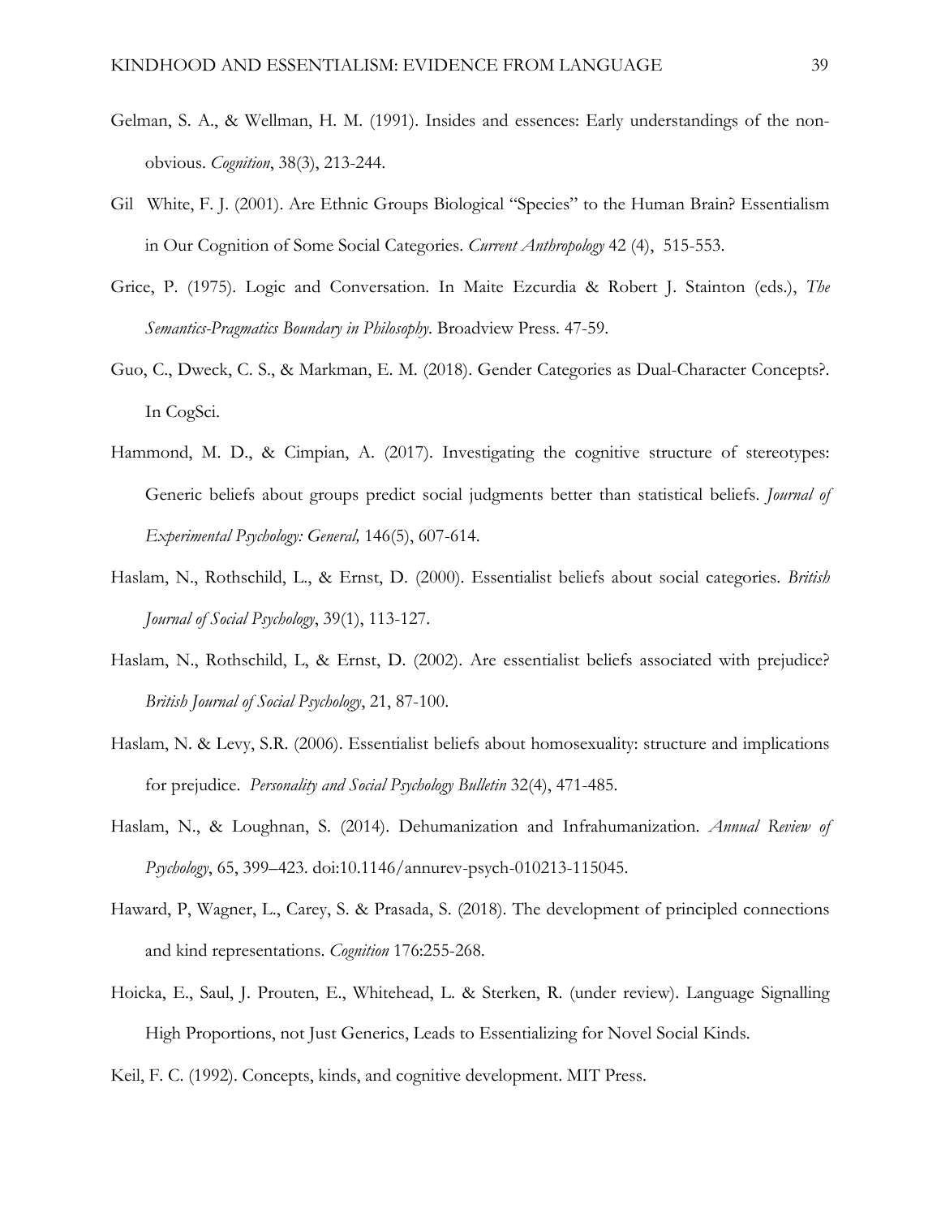Gelman, S. A., & Wellman, H. M. (1991). Insides and essences: Early understandings of the non-obvious. *Cognition*, 38(3), 213-244.

Gil White, F. J. (2001). Are Ethnic Groups Biological "Species" to the Human Brain? Essentialism in Our Cognition of Some Social Categories. *Current Anthropology* 42 (4), 515-553.

Grice, P. (1975). Logic and Conversation. In Maite Ezcurdia & Robert J. Stainton (eds.), *The Semantics-Pragmatics Boundary in Philosophy*. Broadview Press. 47-59.

Guo, C., Dweck, C. S., & Markman, E. M. (2018). Gender Categories as Dual-Character Concepts?. In CogSci.

Hammond, M. D., & Cimpian, A. (2017). Investigating the cognitive structure of stereotypes: Generic beliefs about groups predict social judgments better than statistical beliefs. *Journal of Experimental Psychology: General,* 146(5), 607-614.

Haslam, N., Rothschild, L., & Ernst, D. (2000). Essentialist beliefs about social categories. *British Journal of Social Psychology*, 39(1), 113-127.

Haslam, N., Rothschild, L, & Ernst, D. (2002). Are essentialist beliefs associated with prejudice? *British Journal of Social Psychology*, 21, 87-100.

Haslam, N. & Levy, S.R. (2006). Essentialist beliefs about homosexuality: structure and implications for prejudice. *Personality and Social Psychology Bulletin* 32(4), 471-485.

Haslam, N., & Loughnan, S. (2014). Dehumanization and Infrahumanization. *Annual Review of Psychology*, 65, 399–423. doi:10.1146/annurev-psych-010213-115045.

Haward, P, Wagner, L., Carey, S. & Prasada, S. (2018). The development of principled connections and kind representations. *Cognition* 176:255-268.

Hoicka, E., Saul, J. Prouten, E., Whitehead, L. & Sterken, R. (under review). Language Signalling High Proportions, not Just Generics, Leads to Essentializing for Novel Social Kinds.

Keil, F. C. (1992). Concepts, kinds, and cognitive development. MIT Press.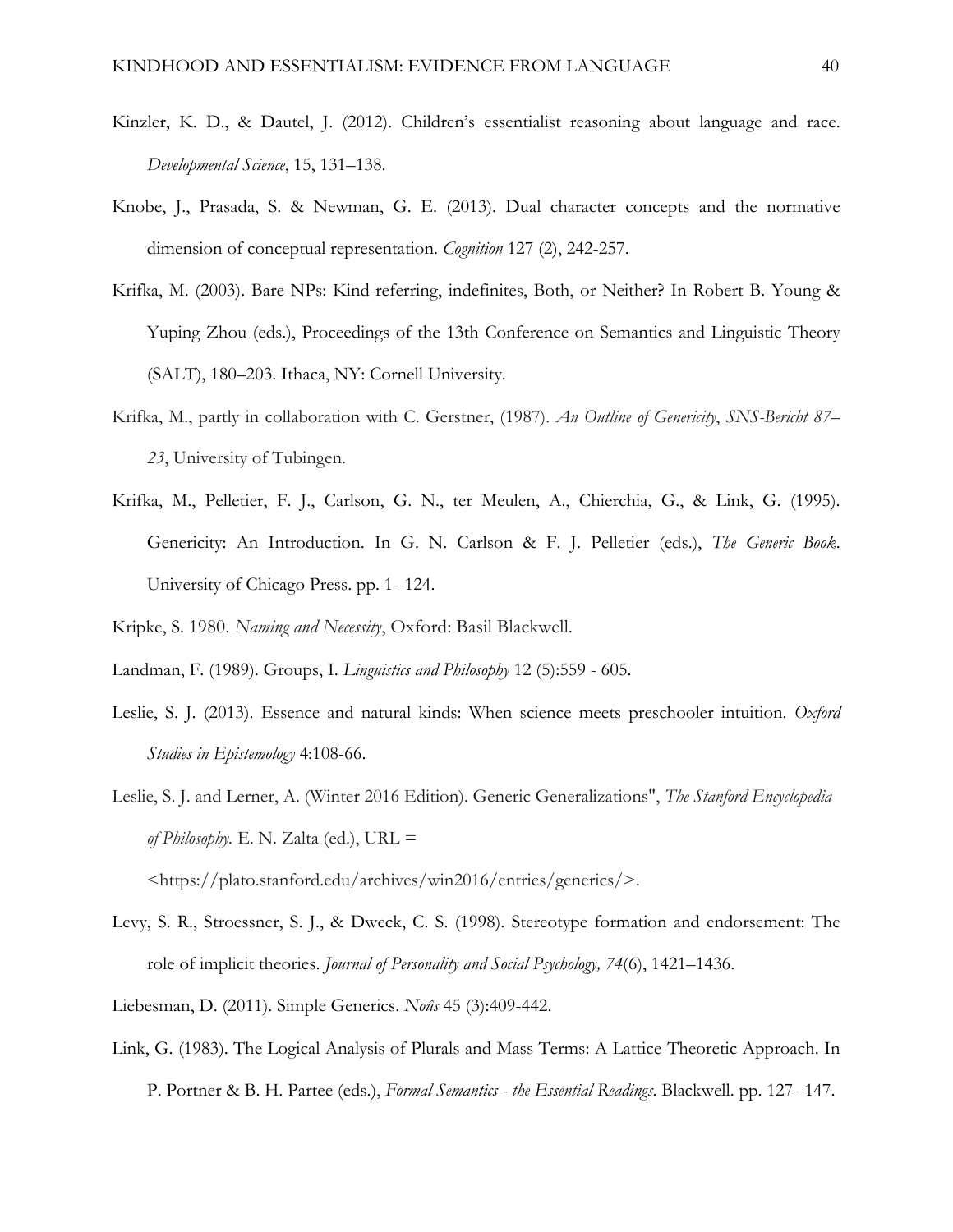Kinzler, K. D., & Dautel, J. (2012). Children's essentialist reasoning about language and race. *Developmental Science*, 15, 131–138.

Knobe, J., Prasada, S. & Newman, G. E. (2013). Dual character concepts and the normative dimension of conceptual representation. *Cognition* 127 (2), 242-257.

Krifka, M. (2003). Bare NPs: Kind-referring, indefinites, Both, or Neither? In Robert B. Young & Yuping Zhou (eds.), Proceedings of the 13th Conference on Semantics and Linguistic Theory (SALT), 180–203. Ithaca, NY: Cornell University.

Krifka, M., partly in collaboration with C. Gerstner, (1987). *An Outline of Genericity*, *SNS-Bericht 87–23*, University of Tubingen.

Krifka, M., Pelletier, F. J., Carlson, G. N., ter Meulen, A., Chierchia, G., & Link, G. (1995). Genericity: An Introduction. In G. N. Carlson & F. J. Pelletier (eds.), *The Generic Book*. University of Chicago Press. pp. 1--124.

Kripke, S. 1980. *Naming and Necessity*, Oxford: Basil Blackwell.

Landman, F. (1989). Groups, I. *Linguistics and Philosophy* 12 (5):559 - 605.

Leslie, S. J. (2013). Essence and natural kinds: When science meets preschooler intuition. *Oxford Studies in Epistemology* 4:108-66.

Leslie, S. J. and Lerner, A. (Winter 2016 Edition). Generic Generalizations", *The Stanford Encyclopedia of Philosophy.* E. N. Zalta (ed.), URL = <https://plato.stanford.edu/archives/win2016/entries/generics/>.

Levy, S. R., Stroessner, S. J., & Dweck, C. S. (1998). Stereotype formation and endorsement: The role of implicit theories. *Journal of Personality and Social Psychology, 74*(6), 1421–1436.

Liebesman, D. (2011). Simple Generics. *Noûs* 45 (3):409-442.

Link, G. (1983). The Logical Analysis of Plurals and Mass Terms: A Lattice-Theoretic Approach. In P. Portner & B. H. Partee (eds.), *Formal Semantics - the Essential Readings*. Blackwell. pp. 127--147.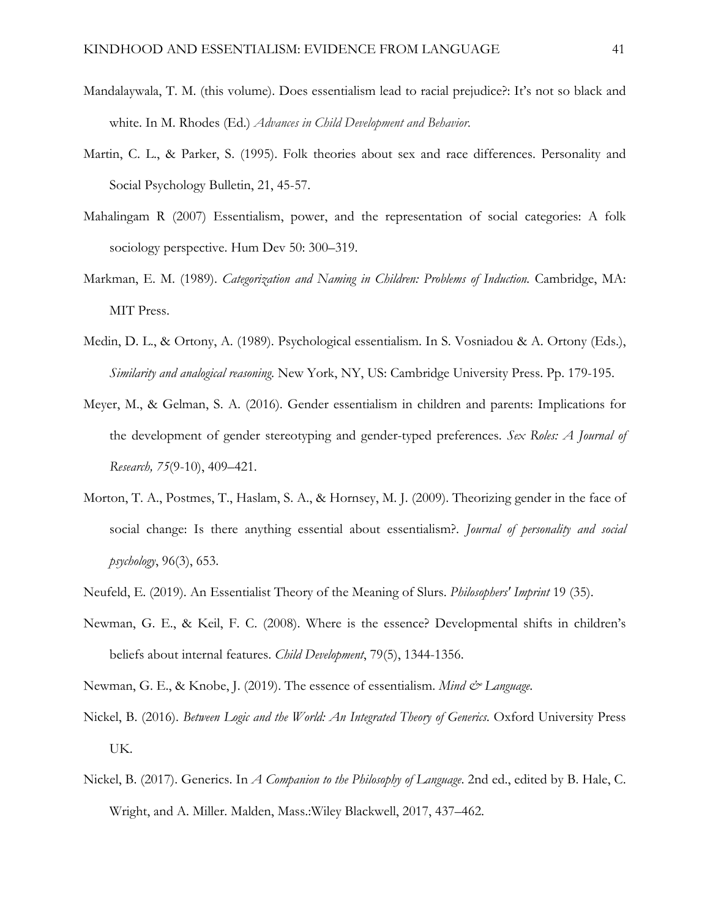Mandalaywala, T. M. (this volume). Does essentialism lead to racial prejudice?: It's not so black and white. In M. Rhodes (Ed.) *Advances in Child Development and Behavior.*

Martin, C. L., & Parker, S. (1995). Folk theories about sex and race differences. Personality and Social Psychology Bulletin, 21, 45-57.

Mahalingam R (2007) Essentialism, power, and the representation of social categories: A folk sociology perspective. Hum Dev 50: 300–319.

Markman, E. M. (1989). *Categorization and Naming in Children: Problems of Induction.* Cambridge, MA: MIT Press.

Medin, D. L., & Ortony, A. (1989). Psychological essentialism. In S. Vosniadou & A. Ortony (Eds.), *Similarity and analogical reasoning*. New York, NY, US: Cambridge University Press. Pp. 179-195.

Meyer, M., & Gelman, S. A. (2016). Gender essentialism in children and parents: Implications for the development of gender stereotyping and gender-typed preferences. *Sex Roles: A Journal of Research, 75*(9-10), 409–421.

Morton, T. A., Postmes, T., Haslam, S. A., & Hornsey, M. J. (2009). Theorizing gender in the face of social change: Is there anything essential about essentialism?. *Journal of personality and social psychology*, 96(3), 653.

Neufeld, E. (2019). An Essentialist Theory of the Meaning of Slurs. *Philosophers' Imprint* 19 (35).

Newman, G. E., & Keil, F. C. (2008). Where is the essence? Developmental shifts in children's beliefs about internal features. *Child Development*, 79(5), 1344-1356.

Newman, G. E., & Knobe, J. (2019). The essence of essentialism. *Mind & Language.*

Nickel, B. (2016). *Between Logic and the World: An Integrated Theory of Generics.* Oxford University Press UK.

Nickel, B. (2017). Generics. In *A Companion to the Philosophy of Language*. 2nd ed., edited by B. Hale, C. Wright, and A. Miller. Malden, Mass.:Wiley Blackwell, 2017, 437–462.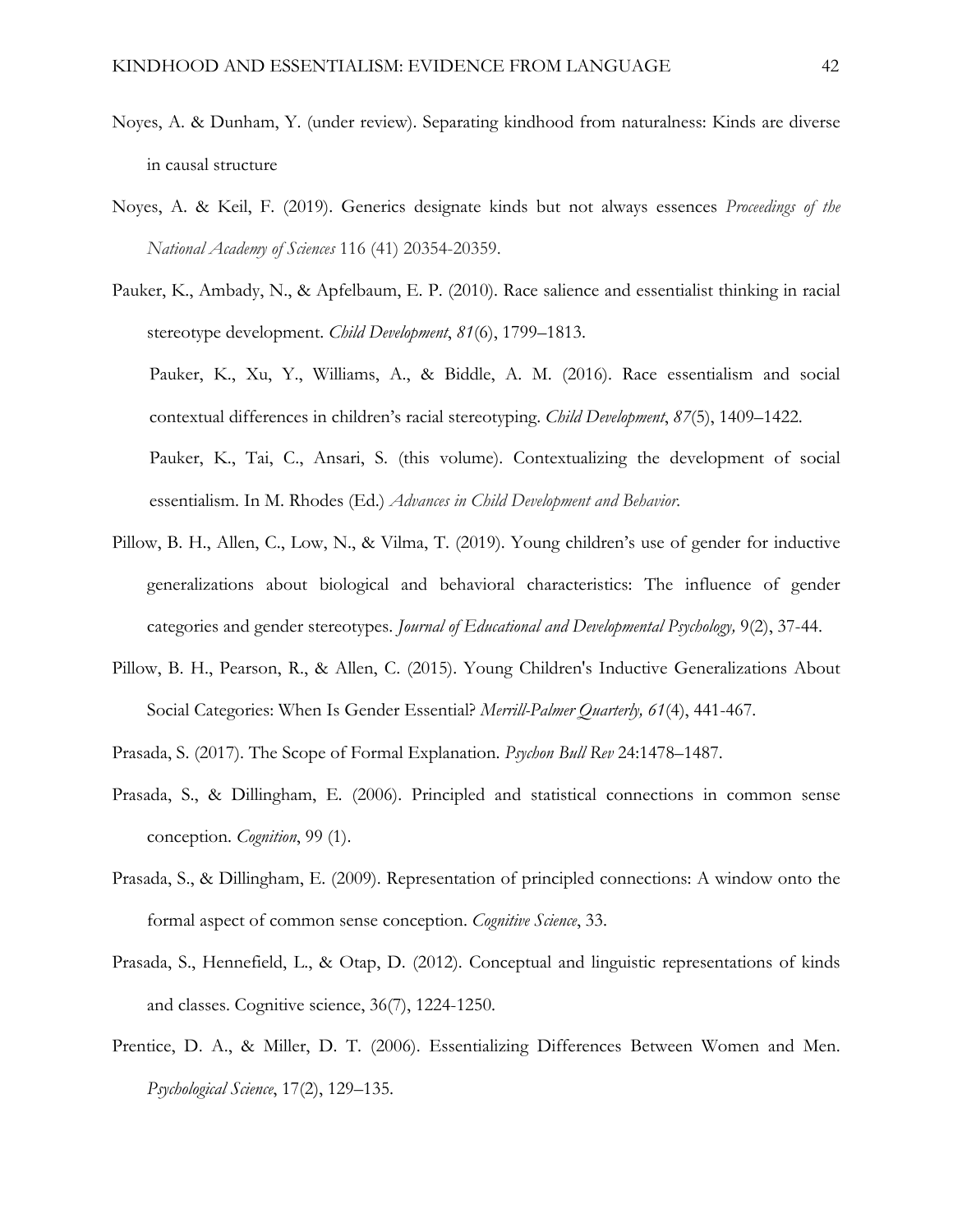Noyes, A. & Dunham, Y. (under review). Separating kindhood from naturalness: Kinds are diverse in causal structure

Noyes, A. & Keil, F. (2019). Generics designate kinds but not always essences *Proceedings of the National Academy of Sciences* 116 (41) 20354-20359.

Pauker, K., Ambady, N., & Apfelbaum, E. P. (2010). Race salience and essentialist thinking in racial stereotype development. *Child Development*, *81*(6), 1799–1813.

Pauker, K., Xu, Y., Williams, A., & Biddle, A. M. (2016). Race essentialism and social contextual differences in children's racial stereotyping. *Child Development*, *87*(5), 1409–1422.

Pauker, K., Tai, C., Ansari, S. (this volume). Contextualizing the development of social essentialism. In M. Rhodes (Ed.) *Advances in Child Development and Behavior.*

Pillow, B. H., Allen, C., Low, N., & Vilma, T. (2019). Young children's use of gender for inductive generalizations about biological and behavioral characteristics: The influence of gender categories and gender stereotypes. *Journal of Educational and Developmental Psychology,* 9(2), 37-44.

Pillow, B. H., Pearson, R., & Allen, C. (2015). Young Children's Inductive Generalizations About Social Categories: When Is Gender Essential? *Merrill-Palmer Quarterly, 61*(4), 441-467.

Prasada, S. (2017). The Scope of Formal Explanation. *Psychon Bull Rev* 24:1478–1487.

Prasada, S., & Dillingham, E. (2006). Principled and statistical connections in common sense conception. *Cognition*, 99 (1).

Prasada, S., & Dillingham, E. (2009). Representation of principled connections: A window onto the formal aspect of common sense conception. *Cognitive Science*, 33.

Prasada, S., Hennefield, L., & Otap, D. (2012). Conceptual and linguistic representations of kinds and classes. Cognitive science, 36(7), 1224-1250.

Prentice, D. A., & Miller, D. T. (2006). Essentializing Differences Between Women and Men. *Psychological Science*, 17(2), 129–135.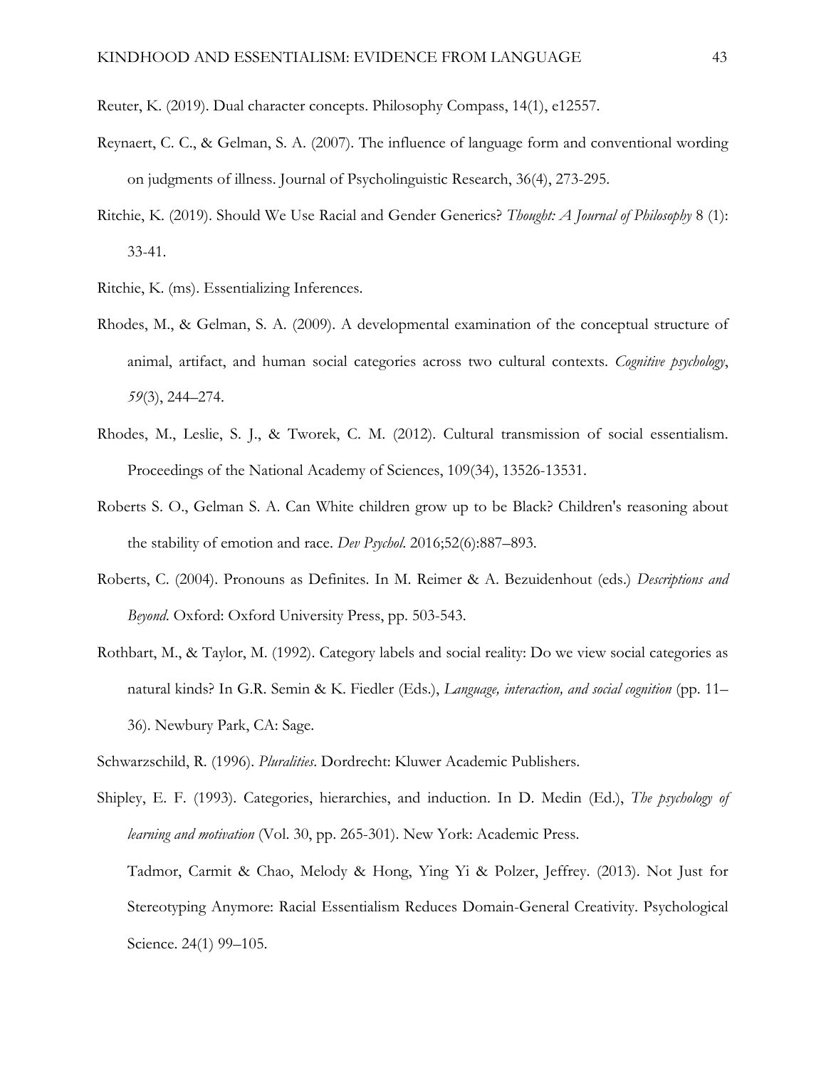Reuter, K. (2019). Dual character concepts. Philosophy Compass, 14(1), e12557.

Reynaert, C. C., & Gelman, S. A. (2007). The influence of language form and conventional wording on judgments of illness. Journal of Psycholinguistic Research, 36(4), 273-295.

Ritchie, K. (2019). Should We Use Racial and Gender Generics? *Thought: A Journal of Philosophy* 8 (1): 33-41.

Ritchie, K. (ms). Essentializing Inferences.

Rhodes, M., & Gelman, S. A. (2009). A developmental examination of the conceptual structure of animal, artifact, and human social categories across two cultural contexts. *Cognitive psychology*, *59*(3), 244–274.

Rhodes, M., Leslie, S. J., & Tworek, C. M. (2012). Cultural transmission of social essentialism. Proceedings of the National Academy of Sciences, 109(34), 13526-13531.

Roberts S. O., Gelman S. A. Can White children grow up to be Black? Children's reasoning about the stability of emotion and race. *Dev Psychol*. 2016;52(6):887–893.

Roberts, C. (2004). Pronouns as Definites. In M. Reimer & A. Bezuidenhout (eds.) *Descriptions and Beyond*. Oxford: Oxford University Press, pp. 503-543.

Rothbart, M., & Taylor, M. (1992). Category labels and social reality: Do we view social categories as natural kinds? In G.R. Semin & K. Fiedler (Eds.), *Language, interaction, and social cognition* (pp. 11–36). Newbury Park, CA: Sage.

Schwarzschild, R. (1996). *Pluralities*. Dordrecht: Kluwer Academic Publishers.

Shipley, E. F. (1993). Categories, hierarchies, and induction. In D. Medin (Ed.), *The psychology of learning and motivation* (Vol. 30, pp. 265-301). New York: Academic Press.

Tadmor, Carmit & Chao, Melody & Hong, Ying Yi & Polzer, Jeffrey. (2013). Not Just for Stereotyping Anymore: Racial Essentialism Reduces Domain-General Creativity. Psychological Science. 24(1) 99–105.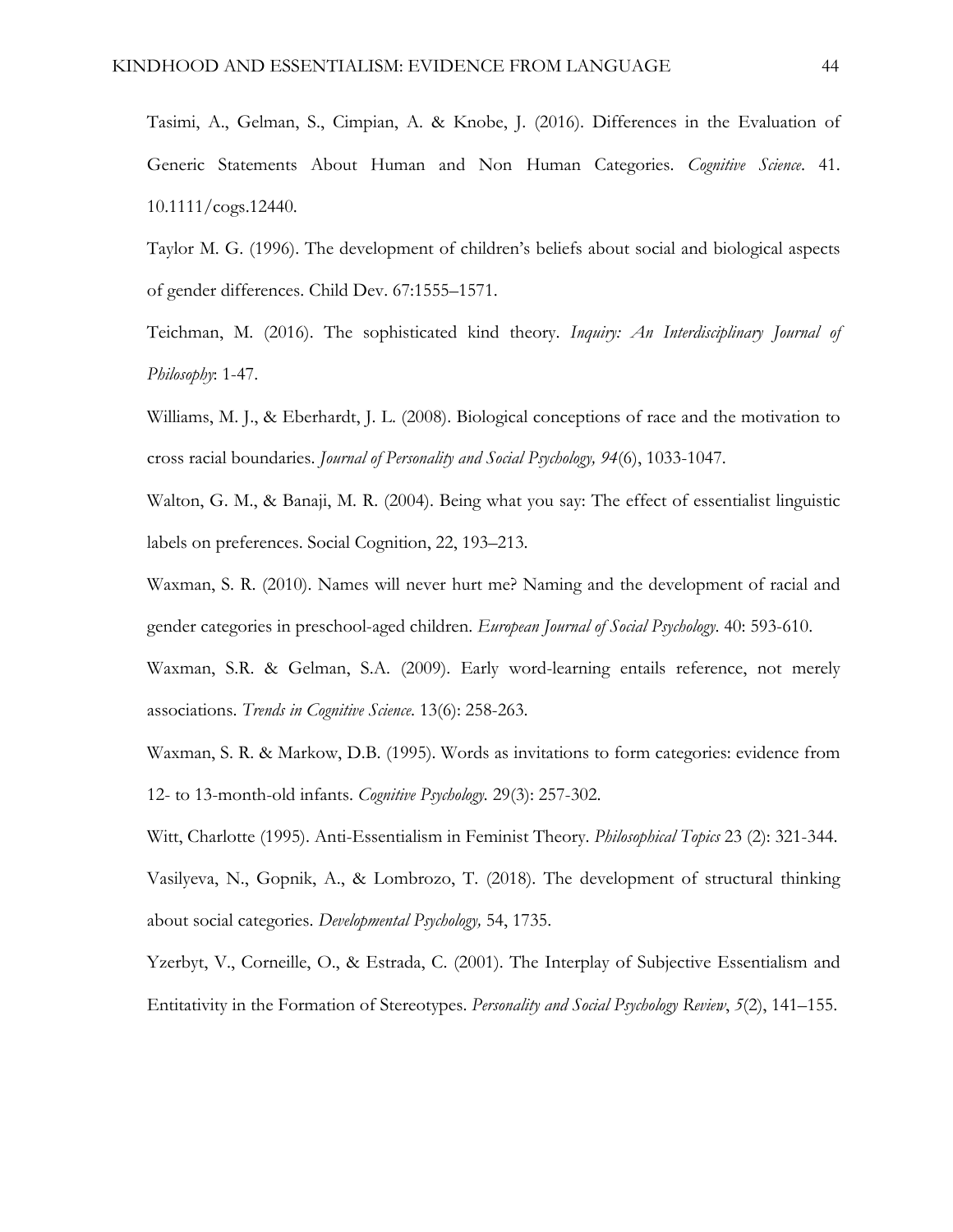Tasimi, A., Gelman, S., Cimpian, A. & Knobe, J. (2016). Differences in the Evaluation of Generic Statements About Human and Non Human Categories. *Cognitive Science*. 41. 10.1111/cogs.12440.

Taylor M. G. (1996). The development of children's beliefs about social and biological aspects of gender differences. Child Dev. 67:1555–1571.

Teichman, M. (2016). The sophisticated kind theory. *Inquiry: An Interdisciplinary Journal of Philosophy*: 1-47.

Williams, M. J., & Eberhardt, J. L. (2008). Biological conceptions of race and the motivation to cross racial boundaries. *Journal of Personality and Social Psychology, 94*(6), 1033-1047.

Walton, G. M., & Banaji, M. R. (2004). Being what you say: The effect of essentialist linguistic labels on preferences. Social Cognition, 22, 193–213.

Waxman, S. R. (2010). Names will never hurt me? Naming and the development of racial and gender categories in preschool-aged children. *European Journal of Social Psychology*. 40: 593-610.

Waxman, S.R. & Gelman, S.A. (2009). Early word-learning entails reference, not merely associations. *Trends in Cognitive Science*. 13(6): 258-263.

Waxman, S. R. & Markow, D.B. (1995). Words as invitations to form categories: evidence from 12- to 13-month-old infants. *Cognitive Psychology*. 29(3): 257-302.

Witt, Charlotte (1995). Anti-Essentialism in Feminist Theory. *Philosophical Topics* 23 (2): 321-344.

Vasilyeva, N., Gopnik, A., & Lombrozo, T. (2018). The development of structural thinking about social categories. *Developmental Psychology,* 54, 1735.

Yzerbyt, V., Corneille, O., & Estrada, C. (2001). The Interplay of Subjective Essentialism and Entitativity in the Formation of Stereotypes. *Personality and Social Psychology Review*, *5*(2), 141–155.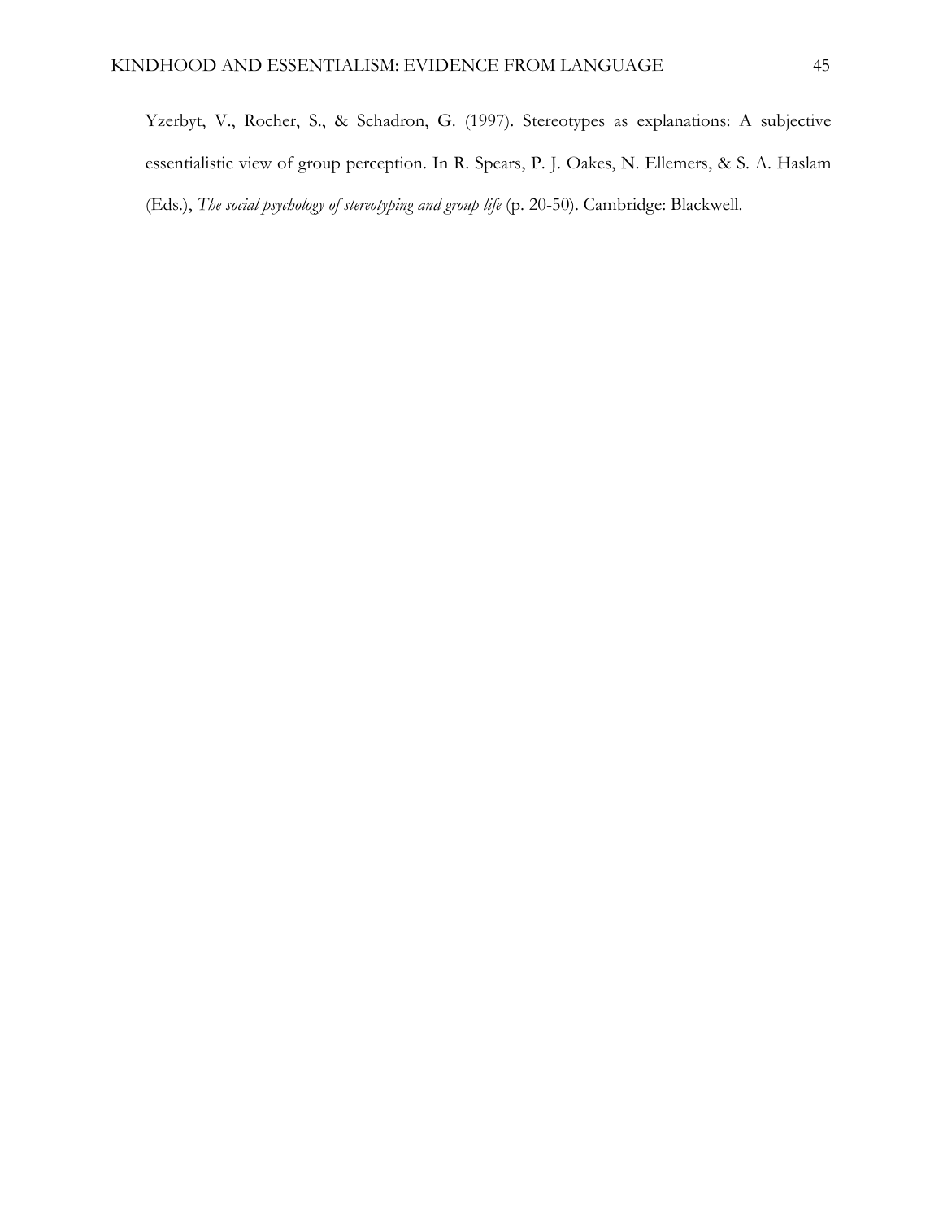Yzerbyt, V., Rocher, S., & Schadron, G. (1997). Stereotypes as explanations: A subjective essentialistic view of group perception. In R. Spears, P. J. Oakes, N. Ellemers, & S. A. Haslam (Eds.), *The social psychology of stereotyping and group life* (p. 20-50). Cambridge: Blackwell.